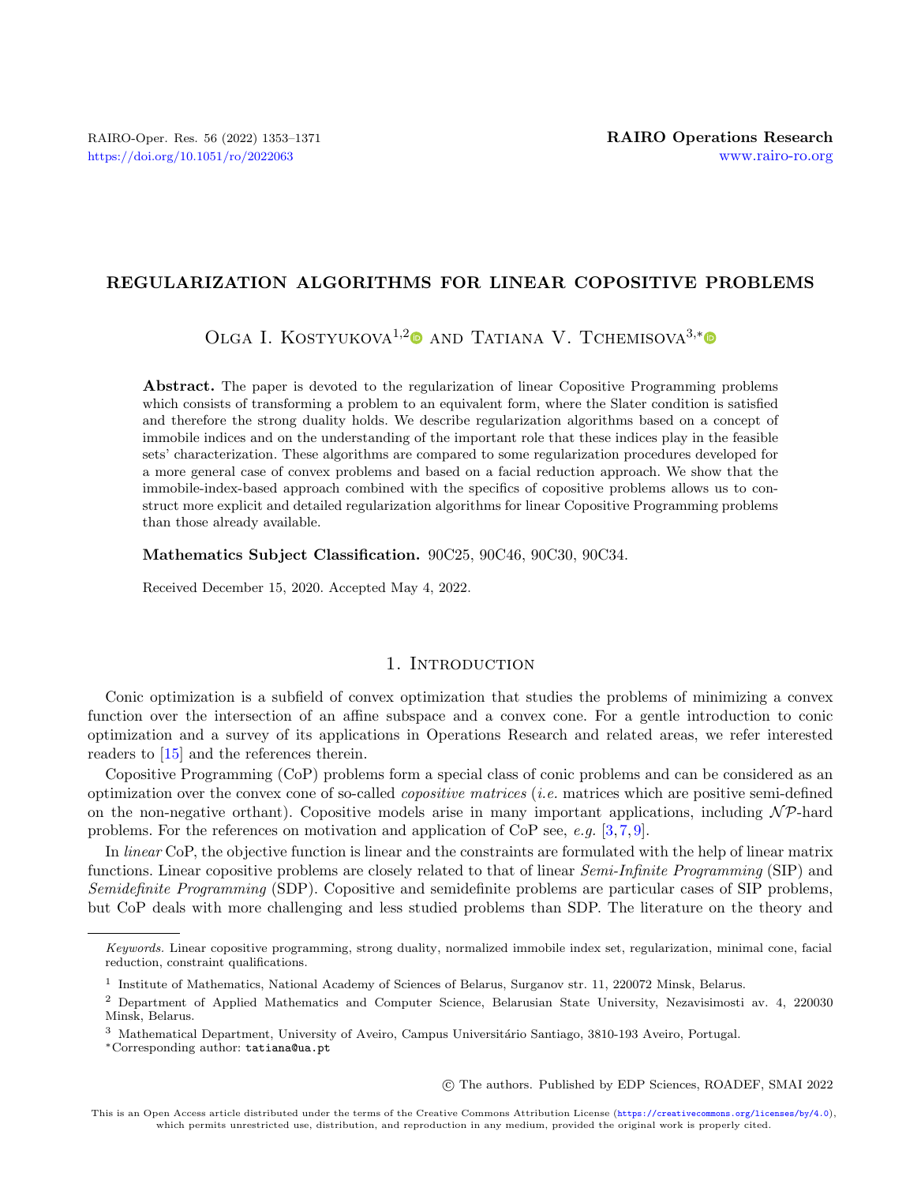# REGULARIZATION ALGORITHMS FOR LINEAR COPOSITIVE PROBLEMS

Olga I. Kostyukova[1,2] and Tatiana V. Tchemisova[3,*]

**Abstract.** The paper is devoted to the regularization of linear Copositive Programming problems which consists of transforming a problem to an equivalent form, where the Slater condition is satisfied and therefore the strong duality holds. We describe regularization algorithms based on a concept of immobile indices and on the understanding of the important role that these indices play in the feasible sets' characterization. These algorithms are compared to some regularization procedures developed for a more general case of convex problems and based on a facial reduction approach. We show that the immobile-index-based approach combined with the specifics of copositive problems allows us to construct more explicit and detailed regularization algorithms for linear Copositive Programming problems than those already available.

**Mathematics Subject Classification.** 90C25, 90C46, 90C30, 90C34.

Received December 15, 2020. Accepted May 4, 2022.

## 1. Introduction

Conic optimization is a subfield of convex optimization that studies the problems of minimizing a convex function over the intersection of an affine subspace and a convex cone. For a gentle introduction to conic optimization and a survey of its applications in Operations Research and related areas, we refer interested readers to [15] and the references therein.

Copositive Programming (CoP) problems form a special class of conic problems and can be considered as an optimization over the convex cone of so-called *copositive matrices* (*i.e.* matrices which are positive semi-defined on the non-negative orthant). Copositive models arise in many important applications, including $\mathcal{NP}$-hard problems. For the references on motivation and application of CoP see, *e.g.* [3,7,9].

In *linear* CoP, the objective function is linear and the constraints are formulated with the help of linear matrix functions. Linear copositive problems are closely related to that of linear *Semi-Infinite Programming* (SIP) and *Semidefinite Programming* (SDP). Copositive and semidefinite problems are particular cases of SIP problems, but CoP deals with more challenging and less studied problems than SDP. The literature on the theory and

---

*Keywords.* Linear copositive programming, strong duality, normalized immobile index set, regularization, minimal cone, facial reduction, constraint qualifications.

[1] Institute of Mathematics, National Academy of Sciences of Belarus, Surganov str. 11, 220072 Minsk, Belarus.

[2] Department of Applied Mathematics and Computer Science, Belarusian State University, Nezavisimosti av. 4, 220030 Minsk, Belarus.

[3] Mathematical Department, University of Aveiro, Campus Universitário Santiago, 3810-193 Aveiro, Portugal.

*Corresponding author: tatiana@ua.pt

© The authors. Published by EDP Sciences, ROADEF, SMAI 2022

This is an Open Access article distributed under the terms of the Creative Commons Attribution License (https://creativecommons.org/licenses/by/4.0), which permits unrestricted use, distribution, and reproduction in any medium, provided the original work is properly cited.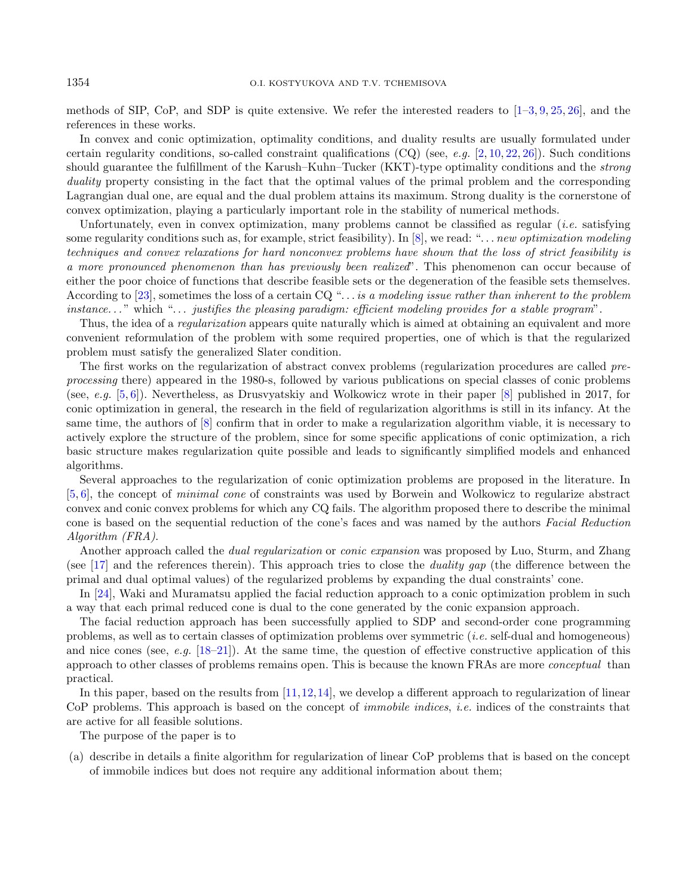methods of SIP, CoP, and SDP is quite extensive. We refer the interested readers to [1–3, 9, 25, 26], and the references in these works.

In convex and conic optimization, optimality conditions, and duality results are usually formulated under certain regularity conditions, so-called constraint qualifications (CQ) (see, *e.g.* [2, 10, 22, 26]). Such conditions should guarantee the fulfillment of the Karush–Kuhn–Tucker (KKT)-type optimality conditions and the *strong duality* property consisting in the fact that the optimal values of the primal problem and the corresponding Lagrangian dual one, are equal and the dual problem attains its maximum. Strong duality is the cornerstone of convex optimization, playing a particularly important role in the stability of numerical methods.

Unfortunately, even in convex optimization, many problems cannot be classified as regular (*i.e.* satisfying some regularity conditions such as, for example, strict feasibility). In [8], we read: "*... new optimization modeling techniques and convex relaxations for hard nonconvex problems have shown that the loss of strict feasibility is a more pronounced phenomenon than has previously been realized*". This phenomenon can occur because of either the poor choice of functions that describe feasible sets or the degeneration of the feasible sets themselves. According to [23], sometimes the loss of a certain CQ "*... is a modeling issue rather than inherent to the problem instance...*" which "*... justifies the pleasing paradigm: efficient modeling provides for a stable program*".

Thus, the idea of a *regularization* appears quite naturally which is aimed at obtaining an equivalent and more convenient reformulation of the problem with some required properties, one of which is that the regularized problem must satisfy the generalized Slater condition.

The first works on the regularization of abstract convex problems (regularization procedures are called *pre-processing* there) appeared in the 1980-s, followed by various publications on special classes of conic problems (see, *e.g.* [5, 6]). Nevertheless, as Drusvyatskiy and Wolkowicz wrote in their paper [8] published in 2017, for conic optimization in general, the research in the field of regularization algorithms is still in its infancy. At the same time, the authors of [8] confirm that in order to make a regularization algorithm viable, it is necessary to actively explore the structure of the problem, since for some specific applications of conic optimization, a rich basic structure makes regularization quite possible and leads to significantly simplified models and enhanced algorithms.

Several approaches to the regularization of conic optimization problems are proposed in the literature. In [5, 6], the concept of *minimal cone* of constraints was used by Borwein and Wolkowicz to regularize abstract convex and conic convex problems for which any CQ fails. The algorithm proposed there to describe the minimal cone is based on the sequential reduction of the cone's faces and was named by the authors *Facial Reduction Algorithm (FRA)*.

Another approach called the *dual regularization* or *conic expansion* was proposed by Luo, Sturm, and Zhang (see [17] and the references therein). This approach tries to close the *duality gap* (the difference between the primal and dual optimal values) of the regularized problems by expanding the dual constraints' cone.

In [24], Waki and Muramatsu applied the facial reduction approach to a conic optimization problem in such a way that each primal reduced cone is dual to the cone generated by the conic expansion approach.

The facial reduction approach has been successfully applied to SDP and second-order cone programming problems, as well as to certain classes of optimization problems over symmetric (*i.e.* self-dual and homogeneous) and nice cones (see, *e.g.* [18–21]). At the same time, the question of effective constructive application of this approach to other classes of problems remains open. This is because the known FRAs are more *conceptual* than practical.

In this paper, based on the results from [11, 12, 14], we develop a different approach to regularization of linear CoP problems. This approach is based on the concept of *immobile indices*, *i.e.* indices of the constraints that are active for all feasible solutions.

The purpose of the paper is to

(a) describe in details a finite algorithm for regularization of linear CoP problems that is based on the concept of immobile indices but does not require any additional information about them;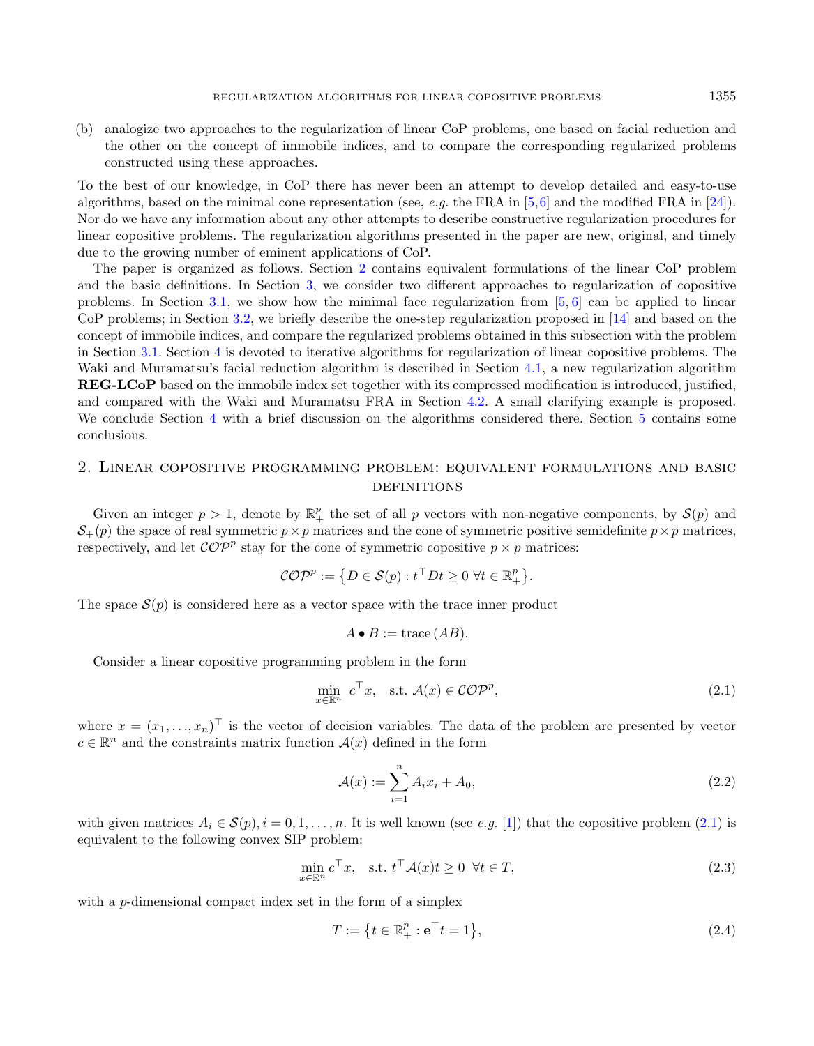(b) analogize two approaches to the regularization of linear CoP problems, one based on facial reduction and the other on the concept of immobile indices, and to compare the corresponding regularized problems constructed using these approaches.

To the best of our knowledge, in CoP there has never been an attempt to develop detailed and easy-to-use algorithms, based on the minimal cone representation (see, *e.g.* the FRA in [5,6] and the modified FRA in [24]). Nor do we have any information about any other attempts to describe constructive regularization procedures for linear copositive problems. The regularization algorithms presented in the paper are new, original, and timely due to the growing number of eminent applications of CoP.

The paper is organized as follows. Section 2 contains equivalent formulations of the linear CoP problem and the basic definitions. In Section 3, we consider two different approaches to regularization of copositive problems. In Section 3.1, we show how the minimal face regularization from [5, 6] can be applied to linear CoP problems; in Section 3.2, we briefly describe the one-step regularization proposed in [14] and based on the concept of immobile indices, and compare the regularized problems obtained in this subsection with the problem in Section 3.1. Section 4 is devoted to iterative algorithms for regularization of linear copositive problems. The Waki and Muramatsu's facial reduction algorithm is described in Section 4.1, a new regularization algorithm **REG-LCoP** based on the immobile index set together with its compressed modification is introduced, justified, and compared with the Waki and Muramatsu FRA in Section 4.2. A small clarifying example is proposed. We conclude Section 4 with a brief discussion on the algorithms considered there. Section 5 contains some conclusions.

## 2. Linear copositive programming problem: equivalent formulations and basic definitions

Given an integer $p > 1$, denote by $\mathbb{R}^p_+$ the set of all $p$ vectors with non-negative components, by $\mathcal{S}(p)$ and $\mathcal{S}_+(p)$ the space of real symmetric $p \times p$ matrices and the cone of symmetric positive semidefinite $p \times p$ matrices, respectively, and let $\mathcal{COP}^p$ stay for the cone of symmetric copositive $p \times p$ matrices:

$$\mathcal{COP}^p := \left\{ D \in \mathcal{S}(p) : t^\top D t \geq 0 \ \forall t \in \mathbb{R}^p_+ \right\}.$$

The space $\mathcal{S}(p)$ is considered here as a vector space with the trace inner product

$$A \bullet B := \operatorname{trace}(AB).$$

Consider a linear copositive programming problem in the form

$$\min_{x \in \mathbb{R}^n} \ c^\top x, \quad \text{s.t. } \mathcal{A}(x) \in \mathcal{COP}^p, \tag{2.1}$$

where $x = (x_1, \ldots, x_n)^\top$ is the vector of decision variables. The data of the problem are presented by vector $c \in \mathbb{R}^n$ and the constraints matrix function $\mathcal{A}(x)$ defined in the form

$$\mathcal{A}(x) := \sum_{i=1}^{n} A_i x_i + A_0, \tag{2.2}$$

with given matrices $A_i \in \mathcal{S}(p), i = 0, 1, \ldots, n$. It is well known (see *e.g.* [1]) that the copositive problem (2.1) is equivalent to the following convex SIP problem:

$$\min_{x \in \mathbb{R}^n} c^\top x, \quad \text{s.t. } t^\top \mathcal{A}(x) t \geq 0 \ \ \forall t \in T, \tag{2.3}$$

with a $p$-dimensional compact index set in the form of a simplex

$$T := \left\{ t \in \mathbb{R}^p_+ : \mathbf{e}^\top t = 1 \right\}, \tag{2.4}$$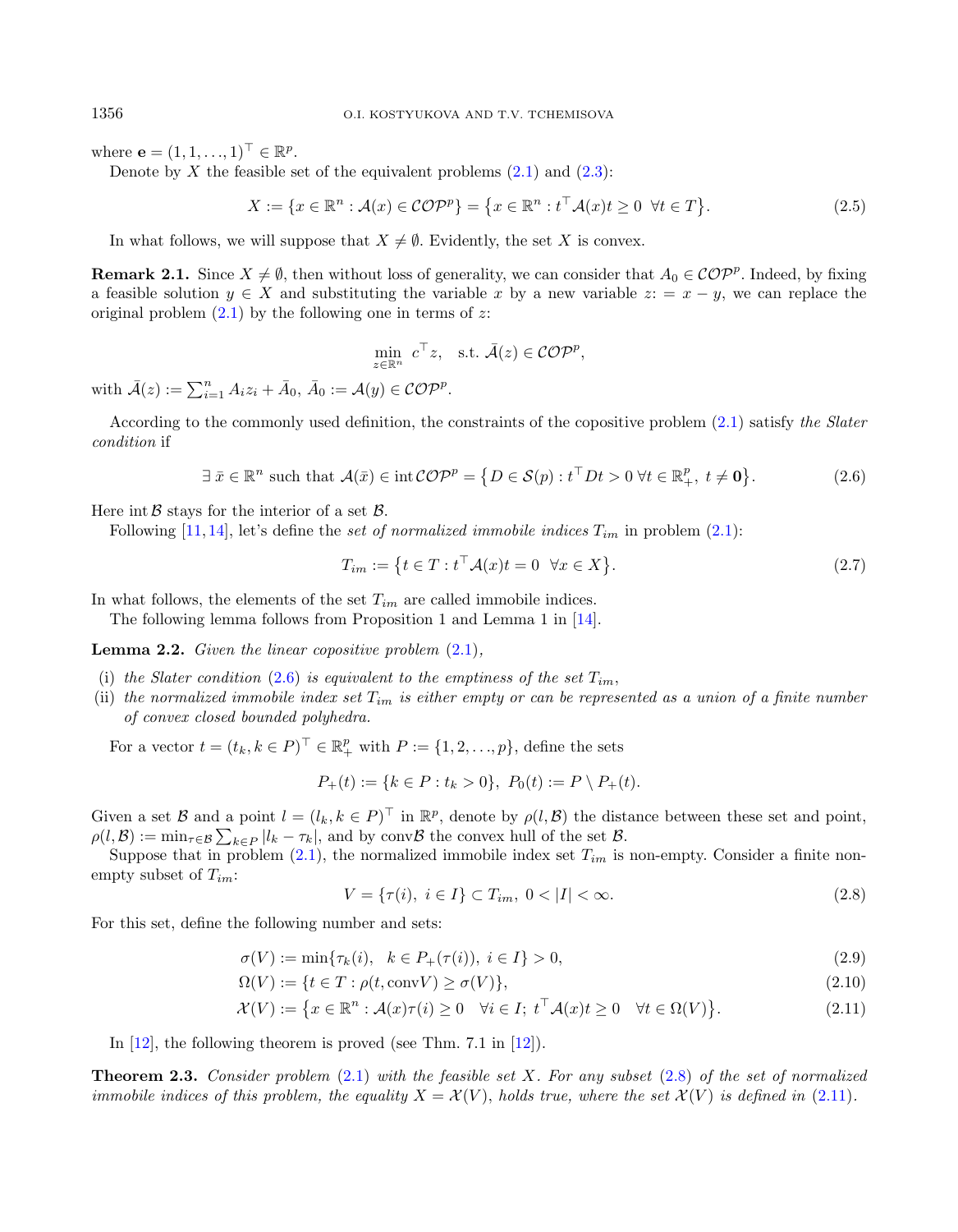where $\mathbf{e} = (1, 1, \dots, 1)^\top \in \mathbb{R}^p$.

Denote by $X$ the feasible set of the equivalent problems (2.1) and (2.3):

$$X := \{x \in \mathbb{R}^n : \mathcal{A}(x) \in \mathcal{COP}^p\} = \{x \in \mathbb{R}^n : t^\top \mathcal{A}(x) t \geq 0 \ \ \forall t \in T\}. \tag{2.5}$$

In what follows, we will suppose that $X \neq \emptyset$. Evidently, the set $X$ is convex.

**Remark 2.1.** Since $X \neq \emptyset$, then without loss of generality, we can consider that $A_0 \in \mathcal{COP}^p$. Indeed, by fixing a feasible solution $y \in X$ and substituting the variable $x$ by a new variable $z := x - y$, we can replace the original problem (2.1) by the following one in terms of $z$:

$$\min_{z \in \mathbb{R}^n} \ c^\top z, \quad \text{s.t. } \bar{\mathcal{A}}(z) \in \mathcal{COP}^p,$$

with $\bar{\mathcal{A}}(z) := \sum_{i=1}^n A_i z_i + \bar{A}_0$, $\bar{A}_0 := \mathcal{A}(y) \in \mathcal{COP}^p$.

According to the commonly used definition, the constraints of the copositive problem (2.1) satisfy *the Slater condition* if

$$\exists\, \bar{x} \in \mathbb{R}^n \text{ such that } \mathcal{A}(\bar{x}) \in \operatorname{int} \mathcal{COP}^p = \{D \in \mathcal{S}(p) : t^\top D t > 0 \ \forall t \in \mathbb{R}^p_+, \ t \neq \mathbf{0}\}. \tag{2.6}$$

Here $\operatorname{int} \mathcal{B}$ stays for the interior of a set $\mathcal{B}$.

Following [11,14], let's define the *set of normalized immobile indices* $T_{im}$ in problem (2.1):

$$T_{im} := \{t \in T : t^\top \mathcal{A}(x) t = 0 \ \ \forall x \in X\}. \tag{2.7}$$

In what follows, the elements of the set $T_{im}$ are called immobile indices.

The following lemma follows from Proposition 1 and Lemma 1 in [14].

**Lemma 2.2.** *Given the linear copositive problem* (2.1)*,*

(i) *the Slater condition* (2.6) *is equivalent to the emptiness of the set* $T_{im}$*,*
(ii) *the normalized immobile index set* $T_{im}$ *is either empty or can be represented as a union of a finite number of convex closed bounded polyhedra.*

For a vector $t = (t_k, k \in P)^\top \in \mathbb{R}^p_+$ with $P := \{1, 2, \dots, p\}$, define the sets

$$P_+(t) := \{k \in P : t_k > 0\}, \ P_0(t) := P \setminus P_+(t).$$

Given a set $\mathcal{B}$ and a point $l = (l_k, k \in P)^\top$ in $\mathbb{R}^p$, denote by $\rho(l, \mathcal{B})$ the distance between these set and point, $\rho(l, \mathcal{B}) := \min_{\tau \in \mathcal{B}} \sum_{k \in P} |l_k - \tau_k|$, and by $\operatorname{conv}\mathcal{B}$ the convex hull of the set $\mathcal{B}$.

Suppose that in problem (2.1), the normalized immobile index set $T_{im}$ is non-empty. Consider a finite non-empty subset of $T_{im}$:

$$V = \{\tau(i), \ i \in I\} \subset T_{im}, \ 0 < |I| < \infty. \tag{2.8}$$

For this set, define the following number and sets:

$$\sigma(V) := \min\{\tau_k(i), \ \ k \in P_+(\tau(i)), \ i \in I\} > 0, \tag{2.9}$$

$$\Omega(V) := \{t \in T : \rho(t, \operatorname{conv} V) \geq \sigma(V)\}, \tag{2.10}$$

$$\mathcal{X}(V) := \{x \in \mathbb{R}^n : \mathcal{A}(x)\tau(i) \geq 0 \ \ \ \forall i \in I; \ t^\top \mathcal{A}(x) t \geq 0 \ \ \ \forall t \in \Omega(V)\}. \tag{2.11}$$

In [12], the following theorem is proved (see Thm. 7.1 in [12]).

**Theorem 2.3.** *Consider problem* (2.1) *with the feasible set* $X$*. For any subset* (2.8) *of the set of normalized immobile indices of this problem, the equality* $X = \mathcal{X}(V)$*, holds true, where the set* $\mathcal{X}(V)$ *is defined in* (2.11)*.*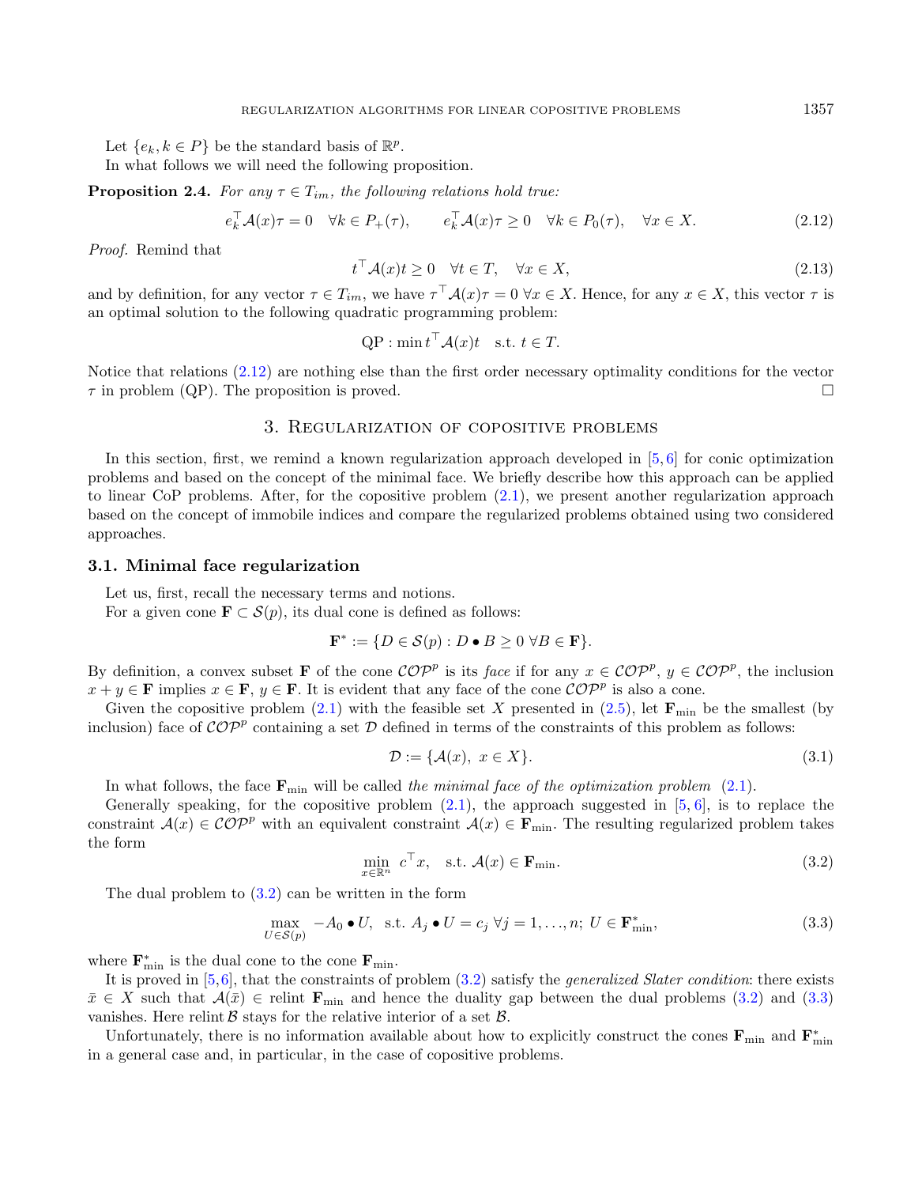Let $\{e_k, k \in P\}$ be the standard basis of $\mathbb{R}^p$.

In what follows we will need the following proposition.

**Proposition 2.4.** *For any $\tau \in T_{im}$, the following relations hold true:*

$$e_k^\top \mathcal{A}(x)\tau = 0 \quad \forall k \in P_+(\tau), \qquad e_k^\top \mathcal{A}(x)\tau \geq 0 \quad \forall k \in P_0(\tau), \quad \forall x \in X. \tag{2.12}$$

*Proof.* Remind that

$$t^\top \mathcal{A}(x)t \geq 0 \quad \forall t \in T, \quad \forall x \in X, \tag{2.13}$$

and by definition, for any vector $\tau \in T_{im}$, we have $\tau^\top \mathcal{A}(x)\tau = 0 \; \forall x \in X$. Hence, for any $x \in X$, this vector $\tau$ is an optimal solution to the following quadratic programming problem:

$$\text{QP} : \min t^\top \mathcal{A}(x)t \quad \text{s.t. } t \in T.$$

Notice that relations (2.12) are nothing else than the first order necessary optimality conditions for the vector $\tau$ in problem (QP). The proposition is proved. $\square$

## 3. Regularization of copositive problems

In this section, first, we remind a known regularization approach developed in [5, 6] for conic optimization problems and based on the concept of the minimal face. We briefly describe how this approach can be applied to linear CoP problems. After, for the copositive problem (2.1), we present another regularization approach based on the concept of immobile indices and compare the regularized problems obtained using two considered approaches.

### 3.1. Minimal face regularization

Let us, first, recall the necessary terms and notions.

For a given cone $\mathbf{F} \subset \mathcal{S}(p)$, its dual cone is defined as follows:

$$\mathbf{F}^* := \{D \in \mathcal{S}(p) : D \bullet B \geq 0 \; \forall B \in \mathbf{F}\}.$$

By definition, a convex subset $\mathbf{F}$ of the cone $\mathcal{COP}^p$ is its *face* if for any $x \in \mathcal{COP}^p$, $y \in \mathcal{COP}^p$, the inclusion $x + y \in \mathbf{F}$ implies $x \in \mathbf{F}$, $y \in \mathbf{F}$. It is evident that any face of the cone $\mathcal{COP}^p$ is also a cone.

Given the copositive problem (2.1) with the feasible set $X$ presented in (2.5), let $\mathbf{F}_{\min}$ be the smallest (by inclusion) face of $\mathcal{COP}^p$ containing a set $\mathcal{D}$ defined in terms of the constraints of this problem as follows:

$$\mathcal{D} := \{\mathcal{A}(x), \; x \in X\}. \tag{3.1}$$

In what follows, the face $\mathbf{F}_{\min}$ will be called *the minimal face of the optimization problem* (2.1).

Generally speaking, for the copositive problem (2.1), the approach suggested in [5, 6], is to replace the constraint $\mathcal{A}(x) \in \mathcal{COP}^p$ with an equivalent constraint $\mathcal{A}(x) \in \mathbf{F}_{\min}$. The resulting regularized problem takes the form

$$\min_{x \in \mathbb{R}^n} \; c^\top x, \quad \text{s.t. } \mathcal{A}(x) \in \mathbf{F}_{\min}. \tag{3.2}$$

The dual problem to (3.2) can be written in the form

$$\max_{U \in \mathcal{S}(p)} \; -A_0 \bullet U, \;\; \text{s.t. } A_j \bullet U = c_j \; \forall j = 1, \ldots, n; \; U \in \mathbf{F}^*_{\min}, \tag{3.3}$$

where $\mathbf{F}^*_{\min}$ is the dual cone to the cone $\mathbf{F}_{\min}$.

It is proved in [5,6], that the constraints of problem (3.2) satisfy the *generalized Slater condition*: there exists $\bar{x} \in X$ such that $\mathcal{A}(\bar{x}) \in \text{relint } \mathbf{F}_{\min}$ and hence the duality gap between the dual problems (3.2) and (3.3) vanishes. Here $\text{relint}\,\mathcal{B}$ stays for the relative interior of a set $\mathcal{B}$.

Unfortunately, there is no information available about how to explicitly construct the cones $\mathbf{F}_{\min}$ and $\mathbf{F}^*_{\min}$ in a general case and, in particular, in the case of copositive problems.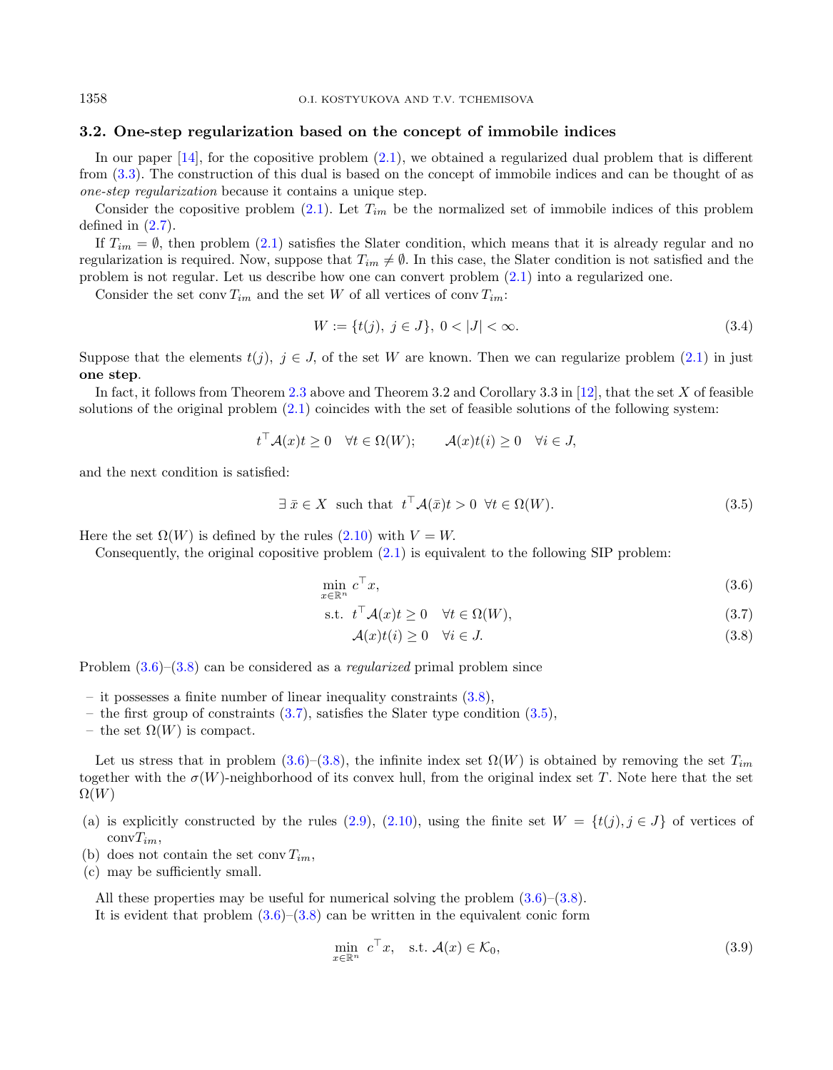### 3.2. One-step regularization based on the concept of immobile indices

In our paper [14], for the copositive problem (2.1), we obtained a regularized dual problem that is different from (3.3). The construction of this dual is based on the concept of immobile indices and can be thought of as *one-step regularization* because it contains a unique step.

Consider the copositive problem (2.1). Let $T_{im}$ be the normalized set of immobile indices of this problem defined in (2.7).

If $T_{im} = \emptyset$, then problem (2.1) satisfies the Slater condition, which means that it is already regular and no regularization is required. Now, suppose that $T_{im} \neq \emptyset$. In this case, the Slater condition is not satisfied and the problem is not regular. Let us describe how one can convert problem (2.1) into a regularized one.

Consider the set $\operatorname{conv} T_{im}$ and the set $W$ of all vertices of $\operatorname{conv} T_{im}$:

$$W := \{t(j),\ j \in J\},\ 0 < |J| < \infty. \tag{3.4}$$

Suppose that the elements $t(j)$, $j \in J$, of the set $W$ are known. Then we can regularize problem (2.1) in just **one step**.

In fact, it follows from Theorem 2.3 above and Theorem 3.2 and Corollary 3.3 in [12], that the set $X$ of feasible solutions of the original problem (2.1) coincides with the set of feasible solutions of the following system:

$$t^\top \mathcal{A}(x)t \geq 0 \quad \forall t \in \Omega(W); \qquad \mathcal{A}(x)t(i) \geq 0 \quad \forall i \in J,$$

and the next condition is satisfied:

$$\exists\ \bar{x} \in X \ \text{ such that } \ t^\top \mathcal{A}(\bar{x})t > 0 \ \ \forall t \in \Omega(W). \tag{3.5}$$

Here the set $\Omega(W)$ is defined by the rules (2.10) with $V = W$.

Consequently, the original copositive problem (2.1) is equivalent to the following SIP problem:

$$\min_{x \in \mathbb{R}^n} c^\top x, \tag{3.6}$$

$$\text{s.t. } \ t^\top \mathcal{A}(x)t \geq 0 \quad \forall t \in \Omega(W), \tag{3.7}$$

$$\mathcal{A}(x)t(i) \geq 0 \quad \forall i \in J. \tag{3.8}$$

Problem (3.6)–(3.8) can be considered as a *regularized* primal problem since

- it possesses a finite number of linear inequality constraints (3.8),
- the first group of constraints (3.7), satisfies the Slater type condition (3.5),
- the set $\Omega(W)$ is compact.

Let us stress that in problem (3.6)–(3.8), the infinite index set $\Omega(W)$ is obtained by removing the set $T_{im}$ together with the $\sigma(W)$-neighborhood of its convex hull, from the original index set $T$. Note here that the set $\Omega(W)$

(a) is explicitly constructed by the rules (2.9), (2.10), using the finite set $W = \{t(j), j \in J\}$ of vertices of $\operatorname{conv} T_{im}$,
(b) does not contain the set $\operatorname{conv} T_{im}$,
(c) may be sufficiently small.

All these properties may be useful for numerical solving the problem (3.6)–(3.8).

It is evident that problem (3.6)–(3.8) can be written in the equivalent conic form

$$\min_{x \in \mathbb{R}^n} \ c^\top x, \quad \text{s.t. } \mathcal{A}(x) \in \mathcal{K}_0, \tag{3.9}$$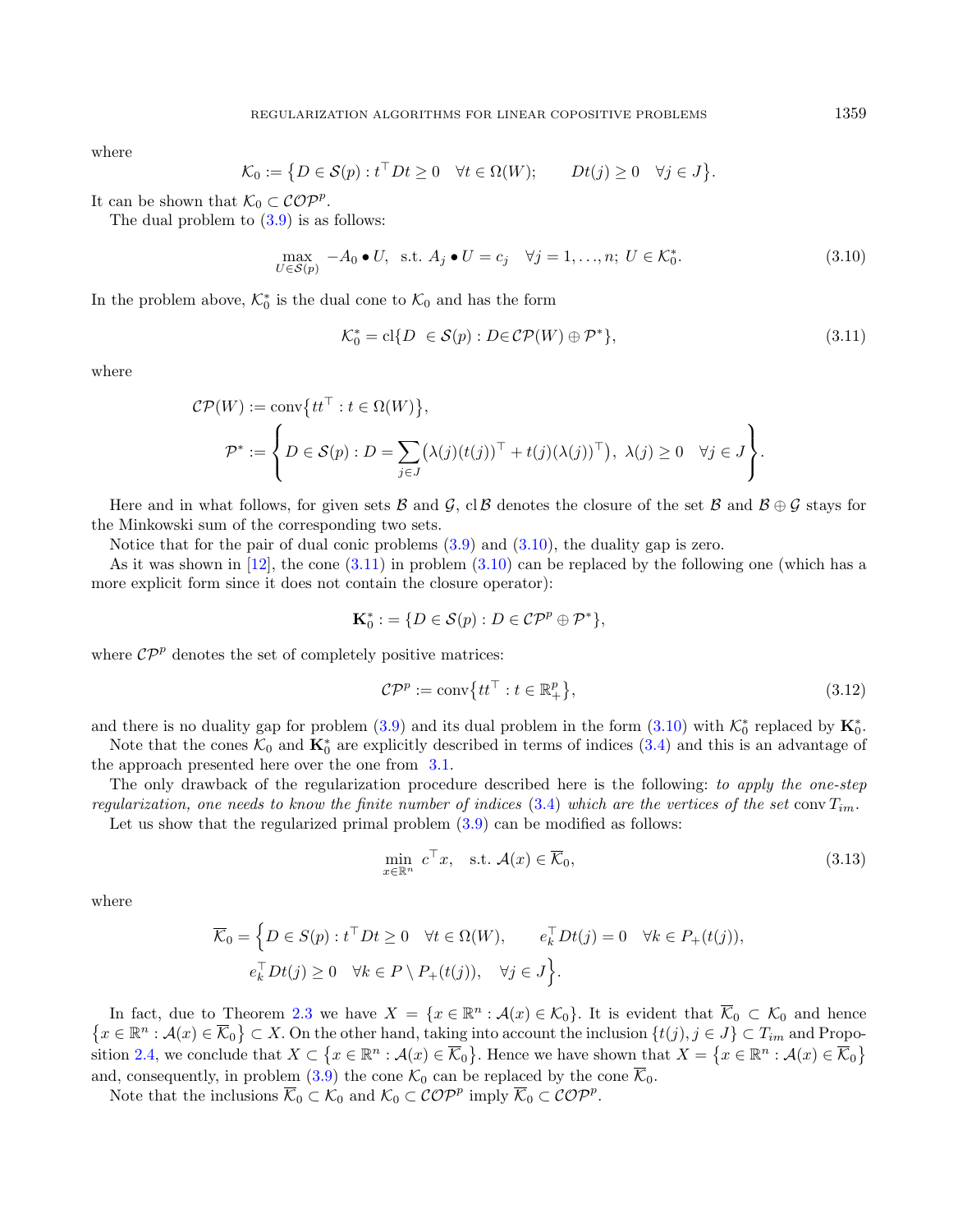where

$$\mathcal{K}_0 := \{D \in \mathcal{S}(p) : t^\top D t \geq 0 \quad \forall t \in \Omega(W); \qquad Dt(j) \geq 0 \quad \forall j \in J\}.$$

It can be shown that $\mathcal{K}_0 \subset \mathcal{COP}^p$.

The dual problem to (3.9) is as follows:

$$\max_{U \in \mathcal{S}(p)} \; -A_0 \bullet U, \;\; \text{s.t.} \; A_j \bullet U = c_j \quad \forall j = 1, \ldots, n; \; U \in \mathcal{K}_0^*. \tag{3.10}$$

In the problem above, $\mathcal{K}_0^*$ is the dual cone to $\mathcal{K}_0$ and has the form

$$\mathcal{K}_0^* = \mathrm{cl}\{D \; \in \mathcal{S}(p) : D \in \mathcal{CP}(W) \oplus \mathcal{P}^*\}, \tag{3.11}$$

where

$$\mathcal{CP}(W) := \mathrm{conv}\{tt^\top : t \in \Omega(W)\},$$

$$\mathcal{P}^* := \left\{ D \in \mathcal{S}(p) : D = \sum_{j \in J} \big(\lambda(j)(t(j))^\top + t(j)(\lambda(j))^\top\big), \; \lambda(j) \geq 0 \quad \forall j \in J \right\}.$$

Here and in what follows, for given sets $\mathcal{B}$ and $\mathcal{G}$, $\mathrm{cl}\,\mathcal{B}$ denotes the closure of the set $\mathcal{B}$ and $\mathcal{B} \oplus \mathcal{G}$ stays for the Minkowski sum of the corresponding two sets.

Notice that for the pair of dual conic problems (3.9) and (3.10), the duality gap is zero.

As it was shown in [12], the cone (3.11) in problem (3.10) can be replaced by the following one (which has a more explicit form since it does not contain the closure operator):

$$\mathbf{K}_0^* := \{D \in \mathcal{S}(p) : D \in \mathcal{CP}^p \oplus \mathcal{P}^*\},$$

where $\mathcal{CP}^p$ denotes the set of completely positive matrices:

$$\mathcal{CP}^p := \mathrm{conv}\{tt^\top : t \in \mathbb{R}^p_+\}, \tag{3.12}$$

and there is no duality gap for problem (3.9) and its dual problem in the form (3.10) with $\mathcal{K}_0^*$ replaced by $\mathbf{K}_0^*$.

Note that the cones $\mathcal{K}_0$ and $\mathbf{K}_0^*$ are explicitly described in terms of indices (3.4) and this is an advantage of the approach presented here over the one from 3.1.

The only drawback of the regularization procedure described here is the following: *to apply the one-step regularization, one needs to know the finite number of indices* (3.4) *which are the vertices of the set* $\mathrm{conv}\, T_{im}$.

Let us show that the regularized primal problem (3.9) can be modified as follows:

$$\min_{x \in \mathbb{R}^n} \; c^\top x, \quad \text{s.t.} \; \mathcal{A}(x) \in \overline{\mathcal{K}}_0, \tag{3.13}$$

where

$$\overline{\mathcal{K}}_0 = \Big\{ D \in S(p) : t^\top D t \geq 0 \quad \forall t \in \Omega(W), \qquad e_k^\top D t(j) = 0 \quad \forall k \in P_+(t(j)),$$
$$e_k^\top D t(j) \geq 0 \quad \forall k \in P \setminus P_+(t(j)), \quad \forall j \in J \Big\}.$$

In fact, due to Theorem 2.3 we have $X = \{x \in \mathbb{R}^n : \mathcal{A}(x) \in \mathcal{K}_0\}$. It is evident that $\overline{\mathcal{K}}_0 \subset \mathcal{K}_0$ and hence $\{x \in \mathbb{R}^n : \mathcal{A}(x) \in \overline{\mathcal{K}}_0\} \subset X$. On the other hand, taking into account the inclusion $\{t(j), j \in J\} \subset T_{im}$ and Proposition 2.4, we conclude that $X \subset \{x \in \mathbb{R}^n : \mathcal{A}(x) \in \overline{\mathcal{K}}_0\}$. Hence we have shown that $X = \{x \in \mathbb{R}^n : \mathcal{A}(x) \in \overline{\mathcal{K}}_0\}$ and, consequently, in problem (3.9) the cone $\mathcal{K}_0$ can be replaced by the cone $\overline{\mathcal{K}}_0$.

Note that the inclusions $\overline{\mathcal{K}}_0 \subset \mathcal{K}_0$ and $\mathcal{K}_0 \subset \mathcal{COP}^p$ imply $\overline{\mathcal{K}}_0 \subset \mathcal{COP}^p$.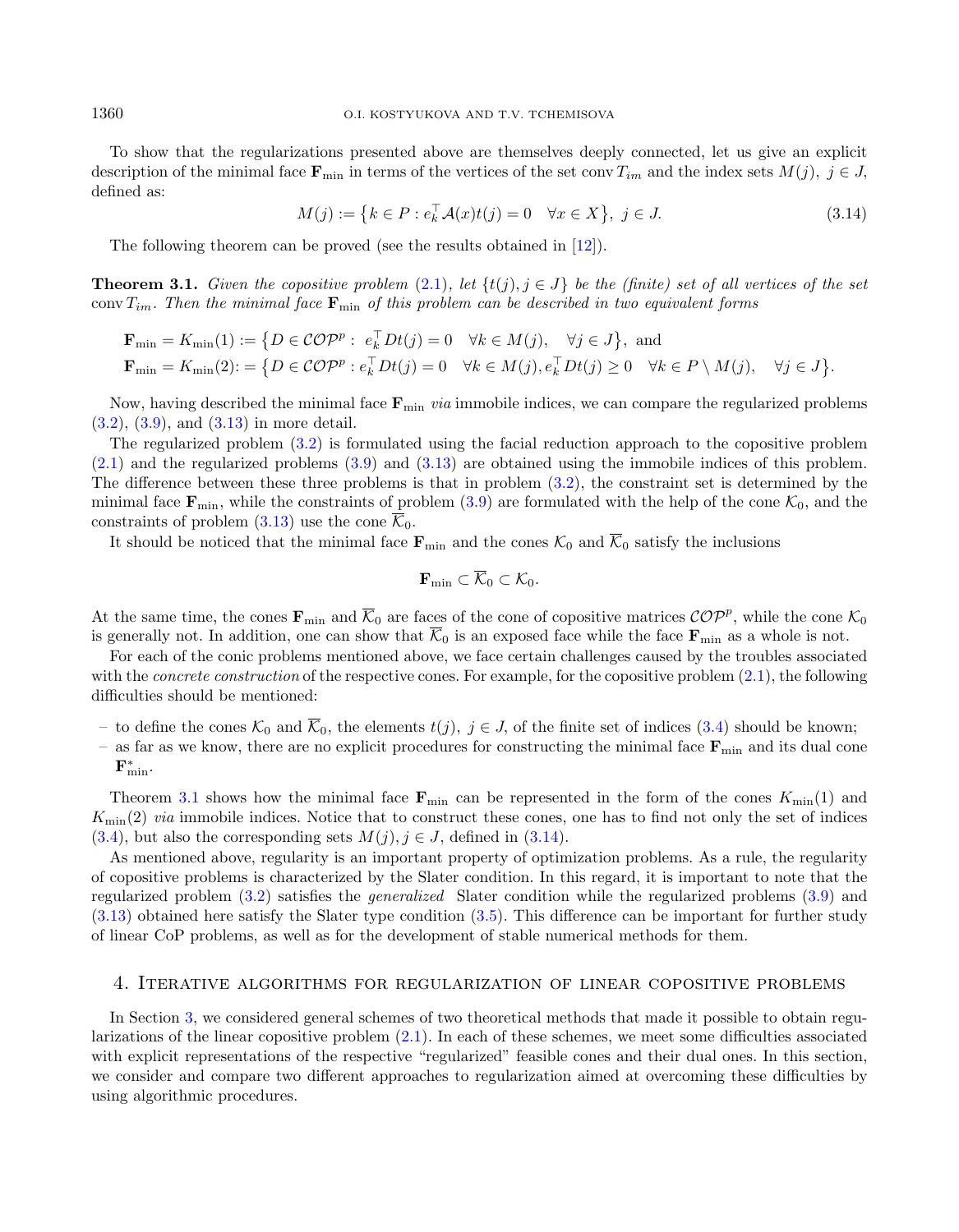To show that the regularizations presented above are themselves deeply connected, let us give an explicit description of the minimal face $\mathbf{F}_{\min}$ in terms of the vertices of the set $\operatorname{conv} T_{im}$ and the index sets $M(j),\ j \in J$, defined as:

$$M(j) := \{k \in P : e_k^\top \mathcal{A}(x) t(j) = 0 \quad \forall x \in X\},\ j \in J. \tag{3.14}$$

The following theorem can be proved (see the results obtained in [12]).

**Theorem 3.1.** *Given the copositive problem (2.1), let $\{t(j), j \in J\}$ be the (finite) set of all vertices of the set $\operatorname{conv} T_{im}$. Then the minimal face $\mathbf{F}_{\min}$ of this problem can be described in two equivalent forms*

$$\mathbf{F}_{\min} = K_{\min}(1) := \{D \in \mathcal{COP}^p :\ e_k^\top D t(j) = 0 \quad \forall k \in M(j), \quad \forall j \in J\},\ \text{and}$$
$$\mathbf{F}_{\min} = K_{\min}(2) := \{D \in \mathcal{COP}^p : e_k^\top D t(j) = 0 \quad \forall k \in M(j), e_k^\top D t(j) \geq 0 \quad \forall k \in P \setminus M(j), \quad \forall j \in J\}.$$

Now, having described the minimal face $\mathbf{F}_{\min}$ *via* immobile indices, we can compare the regularized problems (3.2), (3.9), and (3.13) in more detail.

The regularized problem (3.2) is formulated using the facial reduction approach to the copositive problem (2.1) and the regularized problems (3.9) and (3.13) are obtained using the immobile indices of this problem. The difference between these three problems is that in problem (3.2), the constraint set is determined by the minimal face $\mathbf{F}_{\min}$, while the constraints of problem (3.9) are formulated with the help of the cone $\mathcal{K}_0$, and the constraints of problem (3.13) use the cone $\overline{\mathcal{K}}_0$.

It should be noticed that the minimal face $\mathbf{F}_{\min}$ and the cones $\mathcal{K}_0$ and $\overline{\mathcal{K}}_0$ satisfy the inclusions

$$\mathbf{F}_{\min} \subset \overline{\mathcal{K}}_0 \subset \mathcal{K}_0.$$

At the same time, the cones $\mathbf{F}_{\min}$ and $\overline{\mathcal{K}}_0$ are faces of the cone of copositive matrices $\mathcal{COP}^p$, while the cone $\mathcal{K}_0$ is generally not. In addition, one can show that $\overline{\mathcal{K}}_0$ is an exposed face while the face $\mathbf{F}_{\min}$ as a whole is not.

For each of the conic problems mentioned above, we face certain challenges caused by the troubles associated with the *concrete construction* of the respective cones. For example, for the copositive problem (2.1), the following difficulties should be mentioned:

- to define the cones $\mathcal{K}_0$ and $\overline{\mathcal{K}}_0$, the elements $t(j),\ j \in J$, of the finite set of indices (3.4) should be known;
- as far as we know, there are no explicit procedures for constructing the minimal face $\mathbf{F}_{\min}$ and its dual cone $\mathbf{F}^*_{\min}$.

Theorem 3.1 shows how the minimal face $\mathbf{F}_{\min}$ can be represented in the form of the cones $K_{\min}(1)$ and $K_{\min}(2)$ *via* immobile indices. Notice that to construct these cones, one has to find not only the set of indices (3.4), but also the corresponding sets $M(j), j \in J$, defined in (3.14).

As mentioned above, regularity is an important property of optimization problems. As a rule, the regularity of copositive problems is characterized by the Slater condition. In this regard, it is important to note that the regularized problem (3.2) satisfies the *generalized* Slater condition while the regularized problems (3.9) and (3.13) obtained here satisfy the Slater type condition (3.5). This difference can be important for further study of linear CoP problems, as well as for the development of stable numerical methods for them.

## 4. Iterative algorithms for regularization of linear copositive problems

In Section 3, we considered general schemes of two theoretical methods that made it possible to obtain regularizations of the linear copositive problem (2.1). In each of these schemes, we meet some difficulties associated with explicit representations of the respective "regularized" feasible cones and their dual ones. In this section, we consider and compare two different approaches to regularization aimed at overcoming these difficulties by using algorithmic procedures.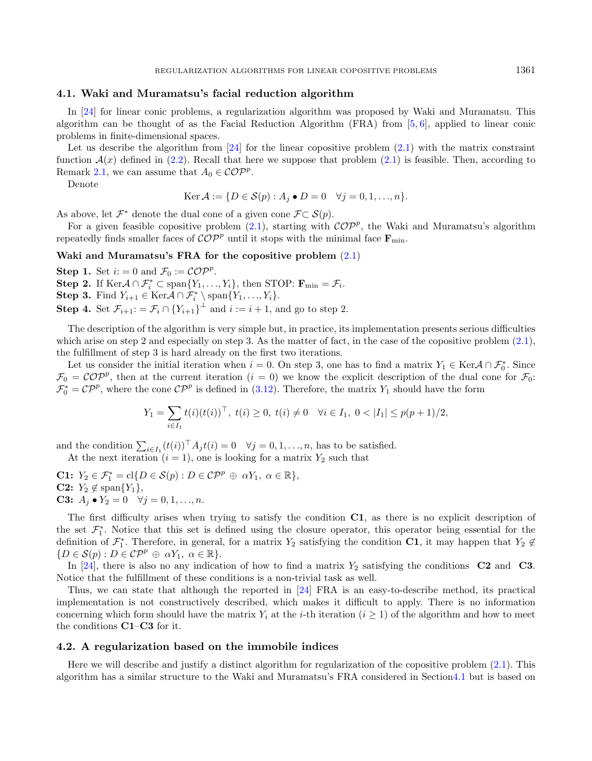### 4.1. Waki and Muramatsu's facial reduction algorithm

In [24] for linear conic problems, a regularization algorithm was proposed by Waki and Muramatsu. This algorithm can be thought of as the Facial Reduction Algorithm (FRA) from [5, 6], applied to linear conic problems in finite-dimensional spaces.

Let us describe the algorithm from [24] for the linear copositive problem (2.1) with the matrix constraint function $\mathcal{A}(x)$ defined in (2.2). Recall that here we suppose that problem (2.1) is feasible. Then, according to Remark 2.1, we can assume that $A_0 \in \mathcal{COP}^p$.

Denote

$$\operatorname{Ker} \mathcal{A} := \{D \in \mathcal{S}(p) : A_j \bullet D = 0 \quad \forall j = 0, 1, \ldots, n\}.$$

As above, let $\mathcal{F}^*$ denote the dual cone of a given cone $\mathcal{F} \subset \mathcal{S}(p)$.

For a given feasible copositive problem (2.1), starting with $\mathcal{COP}^p$, the Waki and Muramatsu's algorithm repeatedly finds smaller faces of $\mathcal{COP}^p$ until it stops with the minimal face $\mathbf{F}_{\min}$.

**Waki and Muramatsu's FRA for the copositive problem (2.1)**

**Step 1.** Set $i := 0$ and $\mathcal{F}_0 := \mathcal{COP}^p$.
**Step 2.** If $\operatorname{Ker}\mathcal{A} \cap \mathcal{F}_i^* \subset \operatorname{span}\{Y_1, \ldots, Y_i\}$, then STOP: $\mathbf{F}_{\min} = \mathcal{F}_i$.
**Step 3.** Find $Y_{i+1} \in \operatorname{Ker}\mathcal{A} \cap \mathcal{F}_i^* \setminus \operatorname{span}\{Y_1, \ldots, Y_i\}$.
**Step 4.** Set $\mathcal{F}_{i+1} := \mathcal{F}_i \cap \{Y_{i+1}\}^{\perp}$ and $i := i + 1$, and go to step 2.

The description of the algorithm is very simple but, in practice, its implementation presents serious difficulties which arise on step 2 and especially on step 3. As the matter of fact, in the case of the copositive problem (2.1), the fulfillment of step 3 is hard already on the first two iterations.

Let us consider the initial iteration when $i = 0$. On step 3, one has to find a matrix $Y_1 \in \operatorname{Ker}\mathcal{A} \cap \mathcal{F}_0^*$. Since $\mathcal{F}_0 = \mathcal{COP}^p$, then at the current iteration ($i = 0$) we know the explicit description of the dual cone for $\mathcal{F}_0$: $\mathcal{F}_0^* = \mathcal{CP}^p$, where the cone $\mathcal{CP}^p$ is defined in (3.12). Therefore, the matrix $Y_1$ should have the form

$$Y_1 = \sum_{i \in I_1} t(i)(t(i))^{\top},\ t(i) \geq 0,\ t(i) \neq 0 \quad \forall i \in I_1,\ 0 < |I_1| \leq p(p+1)/2,$$

and the condition $\sum_{i \in I_1} (t(i))^{\top} A_j t(i) = 0 \quad \forall j = 0, 1, \ldots, n$, has to be satisfied.

At the next iteration ($i = 1$), one is looking for a matrix $Y_2$ such that

**C1:** $Y_2 \in \mathcal{F}_1^* = \operatorname{cl}\{D \in \mathcal{S}(p) : D \in \mathcal{CP}^p \oplus \alpha Y_1,\ \alpha \in \mathbb{R}\}$,
**C2:** $Y_2 \notin \operatorname{span}\{Y_1\}$,
**C3:** $A_j \bullet Y_2 = 0 \quad \forall j = 0, 1, \ldots, n$.

The first difficulty arises when trying to satisfy the condition **C1**, as there is no explicit description of the set $\mathcal{F}_1^*$. Notice that this set is defined using the closure operator, this operator being essential for the definition of $\mathcal{F}_1^*$. Therefore, in general, for a matrix $Y_2$ satisfying the condition **C1**, it may happen that $Y_2 \notin \{D \in \mathcal{S}(p) : D \in \mathcal{CP}^p \oplus \alpha Y_1,\ \alpha \in \mathbb{R}\}$.

In [24], there is also no any indication of how to find a matrix $Y_2$ satisfying the conditions **C2** and **C3**. Notice that the fulfillment of these conditions is a non-trivial task as well.

Thus, we can state that although the reported in [24] FRA is an easy-to-describe method, its practical implementation is not constructively described, which makes it difficult to apply. There is no information concerning which form should have the matrix $Y_i$ at the $i$-th iteration ($i \geq 1$) of the algorithm and how to meet the conditions **C1**–**C3** for it.

### 4.2. A regularization based on the immobile indices

Here we will describe and justify a distinct algorithm for regularization of the copositive problem (2.1). This algorithm has a similar structure to the Waki and Muramatsu's FRA considered in Section4.1 but is based on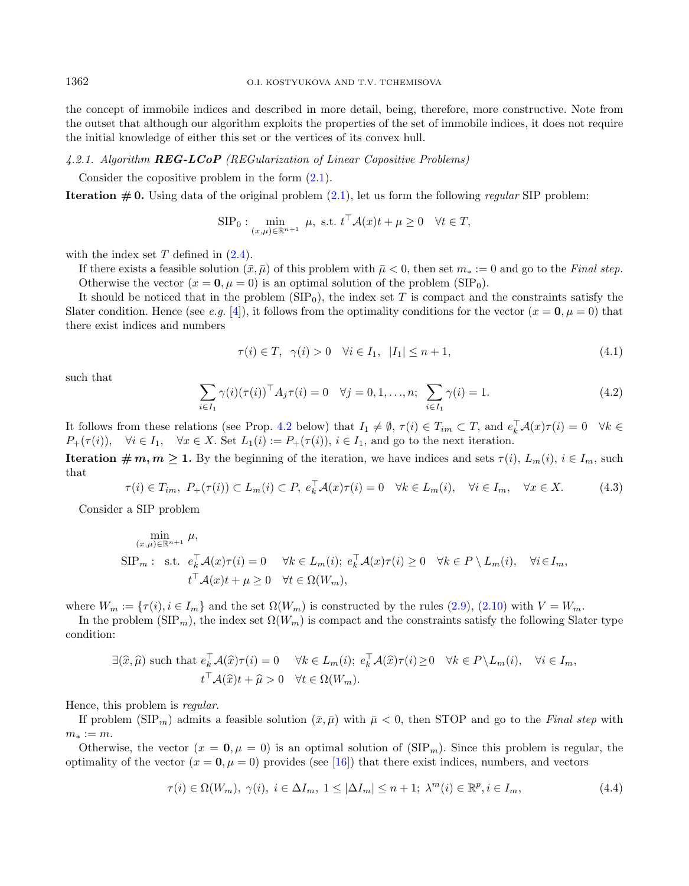the concept of immobile indices and described in more detail, being, therefore, more constructive. Note from the outset that although our algorithm exploits the properties of the set of immobile indices, it does not require the initial knowledge of either this set or the vertices of its convex hull.

#### 4.2.1. Algorithm ***REG-LCoP*** (REGularization of Linear Copositive Problems)

Consider the copositive problem in the form (2.1).

**Iteration # 0.** Using data of the original problem (2.1), let us form the following *regular* SIP problem:

$$\mathrm{SIP}_0: \min_{(x,\mu)\in\mathbb{R}^{n+1}} \mu, \text{ s.t. } t^\top \mathcal{A}(x)t + \mu \geq 0 \quad \forall t \in T,$$

with the index set $T$ defined in (2.4).

If there exists a feasible solution $(\bar{x}, \bar{\mu})$ of this problem with $\bar{\mu} < 0$, then set $m_* := 0$ and go to the *Final step*.

Otherwise the vector $(x = \mathbf{0}, \mu = 0)$ is an optimal solution of the problem $(\mathrm{SIP}_0)$.

It should be noticed that in the problem $(\mathrm{SIP}_0)$, the index set $T$ is compact and the constraints satisfy the Slater condition. Hence (see *e.g.* [4]), it follows from the optimality conditions for the vector $(x = \mathbf{0}, \mu = 0)$ that there exist indices and numbers

$$\tau(i) \in T, \quad \gamma(i) > 0 \quad \forall i \in I_1, \quad |I_1| \leq n + 1, \tag{4.1}$$

such that

$$\sum_{i\in I_1} \gamma(i)(\tau(i))^\top A_j \tau(i) = 0 \quad \forall j = 0, 1, \ldots, n; \quad \sum_{i\in I_1} \gamma(i) = 1. \tag{4.2}$$

It follows from these relations (see Prop. 4.2 below) that $I_1 \neq \emptyset$, $\tau(i) \in T_{im} \subset T$, and $e_k^\top \mathcal{A}(x)\tau(i) = 0 \quad \forall k \in P_+(\tau(i)), \quad \forall i \in I_1, \quad \forall x \in X$. Set $L_1(i) := P_+(\tau(i))$, $i \in I_1$, and go to the next iteration.

**Iteration # $m, m \geq 1$.** By the beginning of the iteration, we have indices and sets $\tau(i)$, $L_m(i)$, $i \in I_m$, such that

$$\tau(i) \in T_{im}, \ P_+(\tau(i)) \subset L_m(i) \subset P, \ e_k^\top \mathcal{A}(x)\tau(i) = 0 \quad \forall k \in L_m(i), \quad \forall i \in I_m, \quad \forall x \in X. \tag{4.3}$$

Consider a SIP problem

$$\begin{aligned} &\min_{(x,\mu)\in\mathbb{R}^{n+1}} \mu, \\ \mathrm{SIP}_m: \quad &\text{s.t. } e_k^\top \mathcal{A}(x)\tau(i) = 0 \quad \forall k \in L_m(i); \ e_k^\top \mathcal{A}(x)\tau(i) \geq 0 \quad \forall k \in P \setminus L_m(i), \quad \forall i \in I_m, \\ &t^\top \mathcal{A}(x)t + \mu \geq 0 \quad \forall t \in \Omega(W_m), \end{aligned}$$

where $W_m := \{\tau(i), i \in I_m\}$ and the set $\Omega(W_m)$ is constructed by the rules (2.9), (2.10) with $V = W_m$.

In the problem $(\mathrm{SIP}_m)$, the index set $\Omega(W_m)$ is compact and the constraints satisfy the following Slater type condition:

$$\begin{aligned} \exists(\widehat{x}, \widehat{\mu}) \text{ such that } &e_k^\top \mathcal{A}(\widehat{x})\tau(i) = 0 \quad \forall k \in L_m(i); \ e_k^\top \mathcal{A}(\widehat{x})\tau(i) \geq 0 \quad \forall k \in P \setminus L_m(i), \quad \forall i \in I_m, \\ &t^\top \mathcal{A}(\widehat{x})t + \widehat{\mu} > 0 \quad \forall t \in \Omega(W_m). \end{aligned}$$

Hence, this problem is *regular*.

If problem $(\mathrm{SIP}_m)$ admits a feasible solution $(\bar{x}, \bar{\mu})$ with $\bar{\mu} < 0$, then STOP and go to the *Final step* with $m_* := m$.

Otherwise, the vector $(x = \mathbf{0}, \mu = 0)$ is an optimal solution of $(\mathrm{SIP}_m)$. Since this problem is regular, the optimality of the vector $(x = \mathbf{0}, \mu = 0)$ provides (see [16]) that there exist indices, numbers, and vectors

$$\tau(i) \in \Omega(W_m), \ \gamma(i), \ i \in \Delta I_m, \ 1 \leq |\Delta I_m| \leq n + 1; \ \lambda^m(i) \in \mathbb{R}^p, i \in I_m, \tag{4.4}$$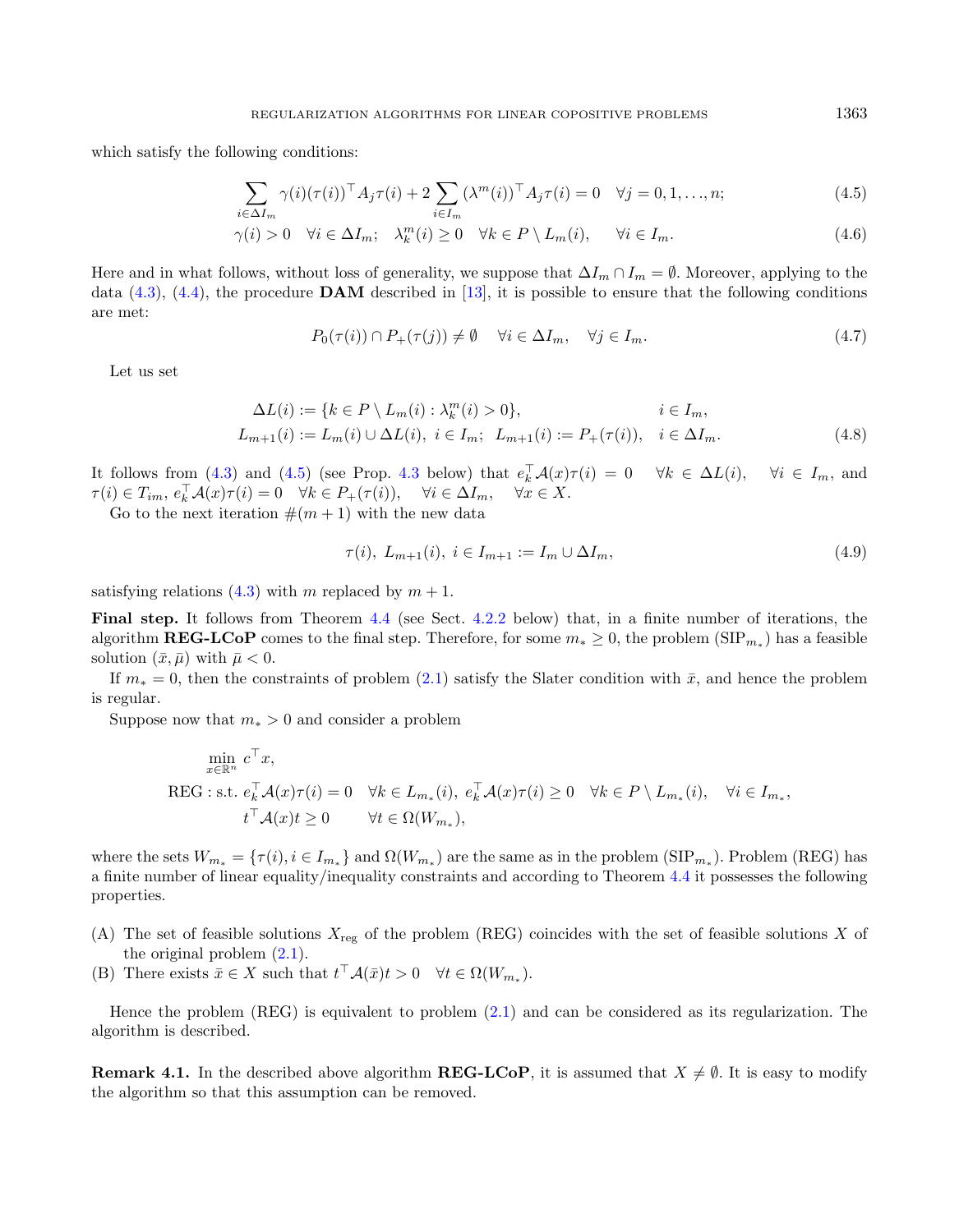which satisfy the following conditions:

$$\sum_{i\in\Delta I_m}\gamma(i)(\tau(i))^\top A_j\tau(i)+2\sum_{i\in I_m}(\lambda^m(i))^\top A_j\tau(i)=0\quad\forall j=0,1,\dots,n;\tag{4.5}$$

$$\gamma(i)>0\quad\forall i\in\Delta I_m;\quad\lambda^m_k(i)\geq 0\quad\forall k\in P\setminus L_m(i),\qquad\forall i\in I_m.\tag{4.6}$$

Here and in what follows, without loss of generality, we suppose that $\Delta I_m\cap I_m=\emptyset$. Moreover, applying to the data (4.3), (4.4), the procedure **DAM** described in [13], it is possible to ensure that the following conditions are met:

$$P_0(\tau(i))\cap P_+(\tau(j))\neq\emptyset\quad\forall i\in\Delta I_m,\quad\forall j\in I_m.\tag{4.7}$$

Let us set

$$\Delta L(i):=\{k\in P\setminus L_m(i):\lambda^m_k(i)>0\},\qquad\qquad i\in I_m,$$
$$L_{m+1}(i):=L_m(i)\cup\Delta L(i),\ i\in I_m;\ \ L_{m+1}(i):=P_+(\tau(i)),\quad i\in\Delta I_m.\tag{4.8}$$

It follows from (4.3) and (4.5) (see Prop. 4.3 below) that $e_k^\top\mathcal{A}(x)\tau(i)=0\quad\forall k\in\Delta L(i),\quad\forall i\in I_m$, and $\tau(i)\in T_{im}$, $e_k^\top\mathcal{A}(x)\tau(i)=0\quad\forall k\in P_+(\tau(i)),\quad\forall i\in\Delta I_m,\quad\forall x\in X$.

Go to the next iteration $\#(m+1)$ with the new data

$$\tau(i),\ L_{m+1}(i),\ i\in I_{m+1}:=I_m\cup\Delta I_m,\tag{4.9}$$

satisfying relations (4.3) with $m$ replaced by $m+1$.

**Final step.** It follows from Theorem 4.4 (see Sect. 4.2.2 below) that, in a finite number of iterations, the algorithm **REG-LCoP** comes to the final step. Therefore, for some $m_*\geq 0$, the problem (SIP$_{m_*}$) has a feasible solution $(\bar{x},\bar{\mu})$ with $\bar{\mu}<0$.

If $m_*=0$, then the constraints of problem (2.1) satisfy the Slater condition with $\bar{x}$, and hence the problem is regular.

Suppose now that $m_*>0$ and consider a problem

$$\begin{aligned}&\min_{x\in\mathbb{R}^n}\ c^\top x,\\ \text{REG}:\ &\text{s.t.}\ e_k^\top\mathcal{A}(x)\tau(i)=0\quad\forall k\in L_{m_*}(i),\ e_k^\top\mathcal{A}(x)\tau(i)\geq 0\quad\forall k\in P\setminus L_{m_*}(i),\quad\forall i\in I_{m_*},\\ &\qquad t^\top\mathcal{A}(x)t\geq 0\qquad\forall t\in\Omega(W_{m_*}),\end{aligned}$$

where the sets $W_{m_*}=\{\tau(i),i\in I_{m_*}\}$ and $\Omega(W_{m_*})$ are the same as in the problem (SIP$_{m_*}$). Problem (REG) has a finite number of linear equality/inequality constraints and according to Theorem 4.4 it possesses the following properties.

- (A) The set of feasible solutions $X_{\text{reg}}$ of the problem (REG) coincides with the set of feasible solutions $X$ of the original problem (2.1).
- (B) There exists $\bar{x}\in X$ such that $t^\top\mathcal{A}(\bar{x})t>0\quad\forall t\in\Omega(W_{m_*})$.

Hence the problem (REG) is equivalent to problem (2.1) and can be considered as its regularization. The algorithm is described.

**Remark 4.1.** In the described above algorithm **REG-LCoP**, it is assumed that $X\neq\emptyset$. It is easy to modify the algorithm so that this assumption can be removed.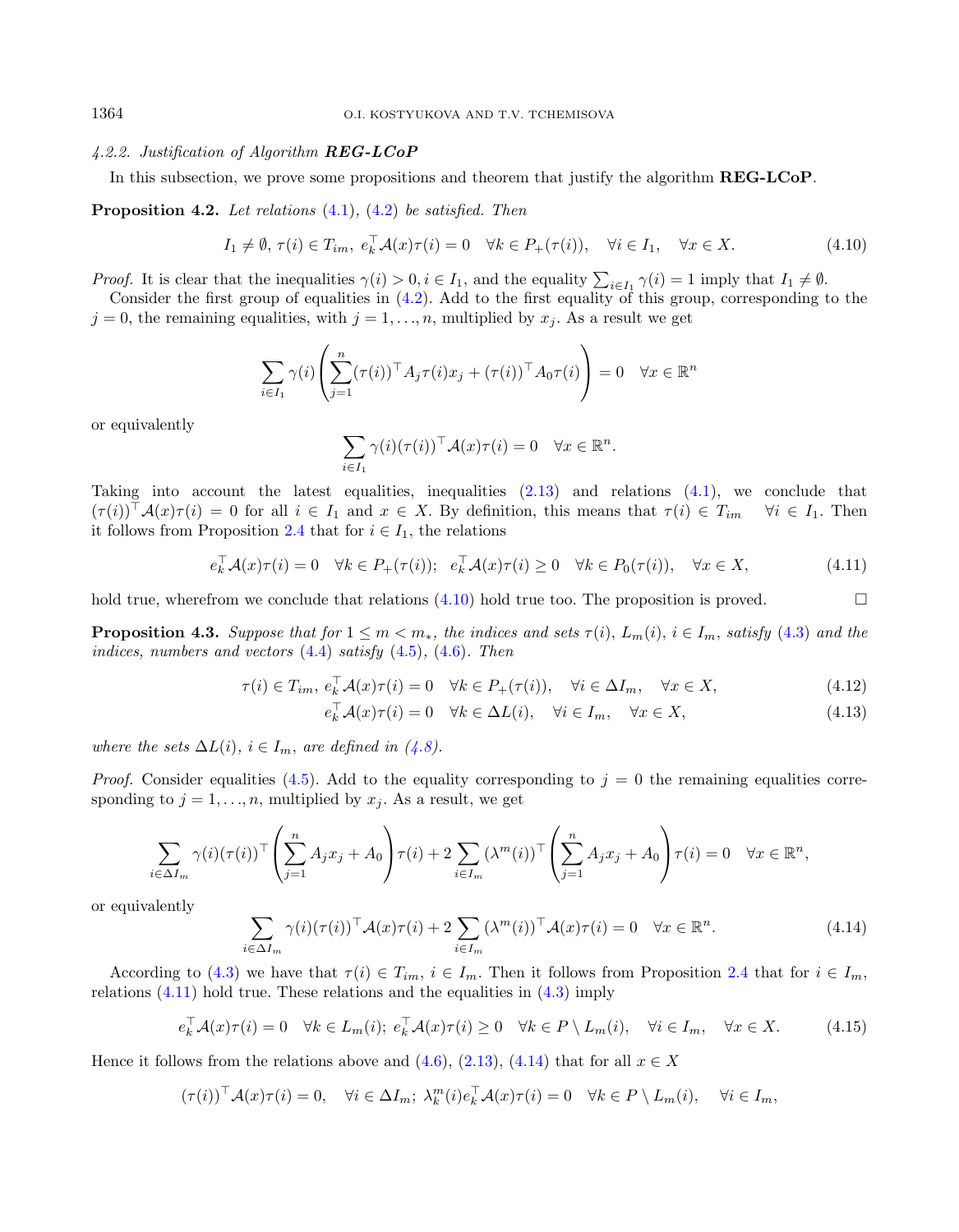#### 4.2.2. Justification of Algorithm **REG-LCoP**

In this subsection, we prove some propositions and theorem that justify the algorithm **REG-LCoP**.

**Proposition 4.2.** *Let relations (4.1), (4.2) be satisfied. Then*

$$I_1 \neq \emptyset,\ \tau(i) \in T_{im},\ e_k^\top \mathcal{A}(x)\tau(i) = 0 \quad \forall k \in P_+(\tau(i)), \quad \forall i \in I_1, \quad \forall x \in X. \tag{4.10}$$

*Proof.* It is clear that the inequalities $\gamma(i) > 0, i \in I_1$, and the equality $\sum_{i\in I_1} \gamma(i) = 1$ imply that $I_1 \neq \emptyset$.

Consider the first group of equalities in (4.2). Add to the first equality of this group, corresponding to the $j = 0$, the remaining equalities, with $j = 1, \ldots, n$, multiplied by $x_j$. As a result we get

$$\sum_{i\in I_1} \gamma(i) \left( \sum_{j=1}^{n} (\tau(i))^\top A_j \tau(i) x_j + (\tau(i))^\top A_0 \tau(i) \right) = 0 \quad \forall x \in \mathbb{R}^n$$

or equivalently

$$\sum_{i\in I_1} \gamma(i)(\tau(i))^\top \mathcal{A}(x)\tau(i) = 0 \quad \forall x \in \mathbb{R}^n.$$

Taking into account the latest equalities, inequalities (2.13) and relations (4.1), we conclude that $(\tau(i))^\top \mathcal{A}(x)\tau(i) = 0$ for all $i \in I_1$ and $x \in X$. By definition, this means that $\tau(i) \in T_{im} \quad \forall i \in I_1$. Then it follows from Proposition 2.4 that for $i \in I_1$, the relations

$$e_k^\top \mathcal{A}(x)\tau(i) = 0 \quad \forall k \in P_+(\tau(i)); \quad e_k^\top \mathcal{A}(x)\tau(i) \geq 0 \quad \forall k \in P_0(\tau(i)), \quad \forall x \in X, \tag{4.11}$$

hold true, wherefrom we conclude that relations (4.10) hold true too. The proposition is proved. $\square$

**Proposition 4.3.** *Suppose that for $1 \leq m < m_*$, the indices and sets $\tau(i)$, $L_m(i)$, $i \in I_m$, satisfy (4.3) and the indices, numbers and vectors (4.4) satisfy (4.5), (4.6). Then*

$$\tau(i) \in T_{im},\ e_k^\top \mathcal{A}(x)\tau(i) = 0 \quad \forall k \in P_+(\tau(i)), \quad \forall i \in \Delta I_m, \quad \forall x \in X, \tag{4.12}$$

$$e_k^\top \mathcal{A}(x)\tau(i) = 0 \quad \forall k \in \Delta L(i), \quad \forall i \in I_m, \quad \forall x \in X, \tag{4.13}$$

*where the sets $\Delta L(i)$, $i \in I_m$, are defined in (4.8).*

*Proof.* Consider equalities (4.5). Add to the equality corresponding to $j = 0$ the remaining equalities corresponding to $j = 1, \ldots, n$, multiplied by $x_j$. As a result, we get

$$\sum_{i\in \Delta I_m} \gamma(i)(\tau(i))^\top \left( \sum_{j=1}^{n} A_j x_j + A_0 \right) \tau(i) + 2 \sum_{i\in I_m} (\lambda^m(i))^\top \left( \sum_{j=1}^{n} A_j x_j + A_0 \right) \tau(i) = 0 \quad \forall x \in \mathbb{R}^n,$$

or equivalently

$$\sum_{i\in \Delta I_m} \gamma(i)(\tau(i))^\top \mathcal{A}(x)\tau(i) + 2 \sum_{i\in I_m} (\lambda^m(i))^\top \mathcal{A}(x)\tau(i) = 0 \quad \forall x \in \mathbb{R}^n. \tag{4.14}$$

According to (4.3) we have that $\tau(i) \in T_{im}$, $i \in I_m$. Then it follows from Proposition 2.4 that for $i \in I_m$, relations (4.11) hold true. These relations and the equalities in (4.3) imply

$$e_k^\top \mathcal{A}(x)\tau(i) = 0 \quad \forall k \in L_m(i); \; e_k^\top \mathcal{A}(x)\tau(i) \geq 0 \quad \forall k \in P \setminus L_m(i), \quad \forall i \in I_m, \quad \forall x \in X. \tag{4.15}$$

Hence it follows from the relations above and (4.6), (2.13), (4.14) that for all $x \in X$

$$(\tau(i))^\top \mathcal{A}(x)\tau(i) = 0, \quad \forall i \in \Delta I_m; \; \lambda_k^m(i) e_k^\top \mathcal{A}(x)\tau(i) = 0 \quad \forall k \in P \setminus L_m(i), \quad \forall i \in I_m,$$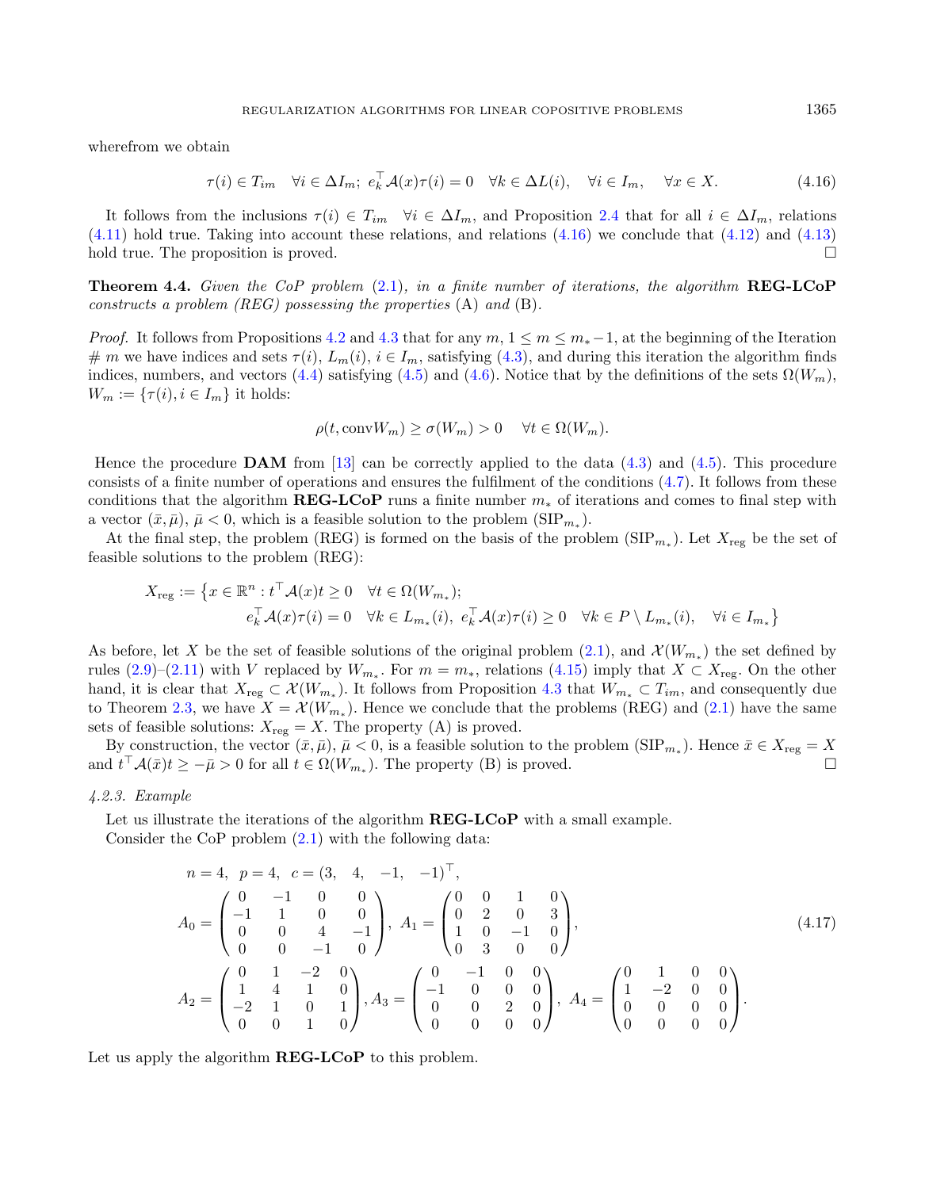wherefrom we obtain

$$\tau(i) \in T_{im} \quad \forall i \in \Delta I_m; \; e_k^\top \mathcal{A}(x)\tau(i) = 0 \quad \forall k \in \Delta L(i), \quad \forall i \in I_m, \quad \forall x \in X. \tag{4.16}$$

It follows from the inclusions $\tau(i) \in T_{im} \;\; \forall i \in \Delta I_m$, and Proposition 2.4 that for all $i \in \Delta I_m$, relations (4.11) hold true. Taking into account these relations, and relations (4.16) we conclude that (4.12) and (4.13) hold true. The proposition is proved. $\square$

**Theorem 4.4.** *Given the CoP problem* (2.1)*, in a finite number of iterations, the algorithm* **REG-LCoP** *constructs a problem (REG) possessing the properties* (A) *and* (B)*.*

*Proof.* It follows from Propositions 4.2 and 4.3 that for any $m$, $1 \le m \le m_* - 1$, at the beginning of the Iteration # $m$ we have indices and sets $\tau(i)$, $L_m(i)$, $i \in I_m$, satisfying (4.3), and during this iteration the algorithm finds indices, numbers, and vectors (4.4) satisfying (4.5) and (4.6). Notice that by the definitions of the sets $\Omega(W_m)$, $W_m := \{\tau(i), i \in I_m\}$ it holds:

$$\rho(t, \mathrm{conv} W_m) \ge \sigma(W_m) > 0 \quad \forall t \in \Omega(W_m).$$

Hence the procedure **DAM** from [13] can be correctly applied to the data (4.3) and (4.5). This procedure consists of a finite number of operations and ensures the fulfilment of the conditions (4.7). It follows from these conditions that the algorithm **REG-LCoP** runs a finite number $m_*$ of iterations and comes to final step with a vector $(\bar{x}, \bar{\mu})$, $\bar{\mu} < 0$, which is a feasible solution to the problem $(\mathrm{SIP}_{m_*})$.

At the final step, the problem (REG) is formed on the basis of the problem $(\mathrm{SIP}_{m_*})$. Let $X_{\mathrm{reg}}$ be the set of feasible solutions to the problem (REG):

$$\begin{aligned} X_{\mathrm{reg}} := \big\{ x \in \mathbb{R}^n : \; & t^\top \mathcal{A}(x) t \ge 0 \quad \forall t \in \Omega(W_{m_*}); \\ & e_k^\top \mathcal{A}(x)\tau(i) = 0 \quad \forall k \in L_{m_*}(i), \; e_k^\top \mathcal{A}(x)\tau(i) \ge 0 \quad \forall k \in P \setminus L_{m_*}(i), \quad \forall i \in I_{m_*} \big\} \end{aligned}$$

As before, let $X$ be the set of feasible solutions of the original problem (2.1), and $\mathcal{X}(W_{m_*})$ the set defined by rules (2.9)–(2.11) with $V$ replaced by $W_{m_*}$. For $m = m_*$, relations (4.15) imply that $X \subset X_{\mathrm{reg}}$. On the other hand, it is clear that $X_{\mathrm{reg}} \subset \mathcal{X}(W_{m_*})$. It follows from Proposition 4.3 that $W_{m_*} \subset T_{im}$, and consequently due to Theorem 2.3, we have $X = \mathcal{X}(W_{m_*})$. Hence we conclude that the problems (REG) and (2.1) have the same sets of feasible solutions: $X_{\mathrm{reg}} = X$. The property (A) is proved.

By construction, the vector $(\bar{x}, \bar{\mu})$, $\bar{\mu} < 0$, is a feasible solution to the problem $(\mathrm{SIP}_{m_*})$. Hence $\bar{x} \in X_{\mathrm{reg}} = X$ and $t^\top \mathcal{A}(\bar{x}) t \ge -\bar{\mu} > 0$ for all $t \in \Omega(W_{m_*})$. The property (B) is proved. $\square$

*4.2.3. Example*

Let us illustrate the iterations of the algorithm **REG-LCoP** with a small example.

Consider the CoP problem (2.1) with the following data:

$$\begin{aligned} & n = 4, \;\; p = 4, \;\; c = (3, \;\; 4, \;\; -1, \;\; -1)^\top, \\ & A_0 = \begin{pmatrix} 0 & -1 & 0 & 0 \\ -1 & 1 & 0 & 0 \\ 0 & 0 & 4 & -1 \\ 0 & 0 & -1 & 0 \end{pmatrix}, \; A_1 = \begin{pmatrix} 0 & 0 & 1 & 0 \\ 0 & 2 & 0 & 3 \\ 1 & 0 & -1 & 0 \\ 0 & 3 & 0 & 0 \end{pmatrix}, \\ & A_2 = \begin{pmatrix} 0 & 1 & -2 & 0 \\ 1 & 4 & 1 & 0 \\ -2 & 1 & 0 & 1 \\ 0 & 0 & 1 & 0 \end{pmatrix}, A_3 = \begin{pmatrix} 0 & -1 & 0 & 0 \\ -1 & 0 & 0 & 0 \\ 0 & 0 & 2 & 0 \\ 0 & 0 & 0 & 0 \end{pmatrix}, \; A_4 = \begin{pmatrix} 0 & 1 & 0 & 0 \\ 1 & -2 & 0 & 0 \\ 0 & 0 & 0 & 0 \\ 0 & 0 & 0 & 0 \end{pmatrix}. \end{aligned} \tag{4.17}$$

Let us apply the algorithm **REG-LCoP** to this problem.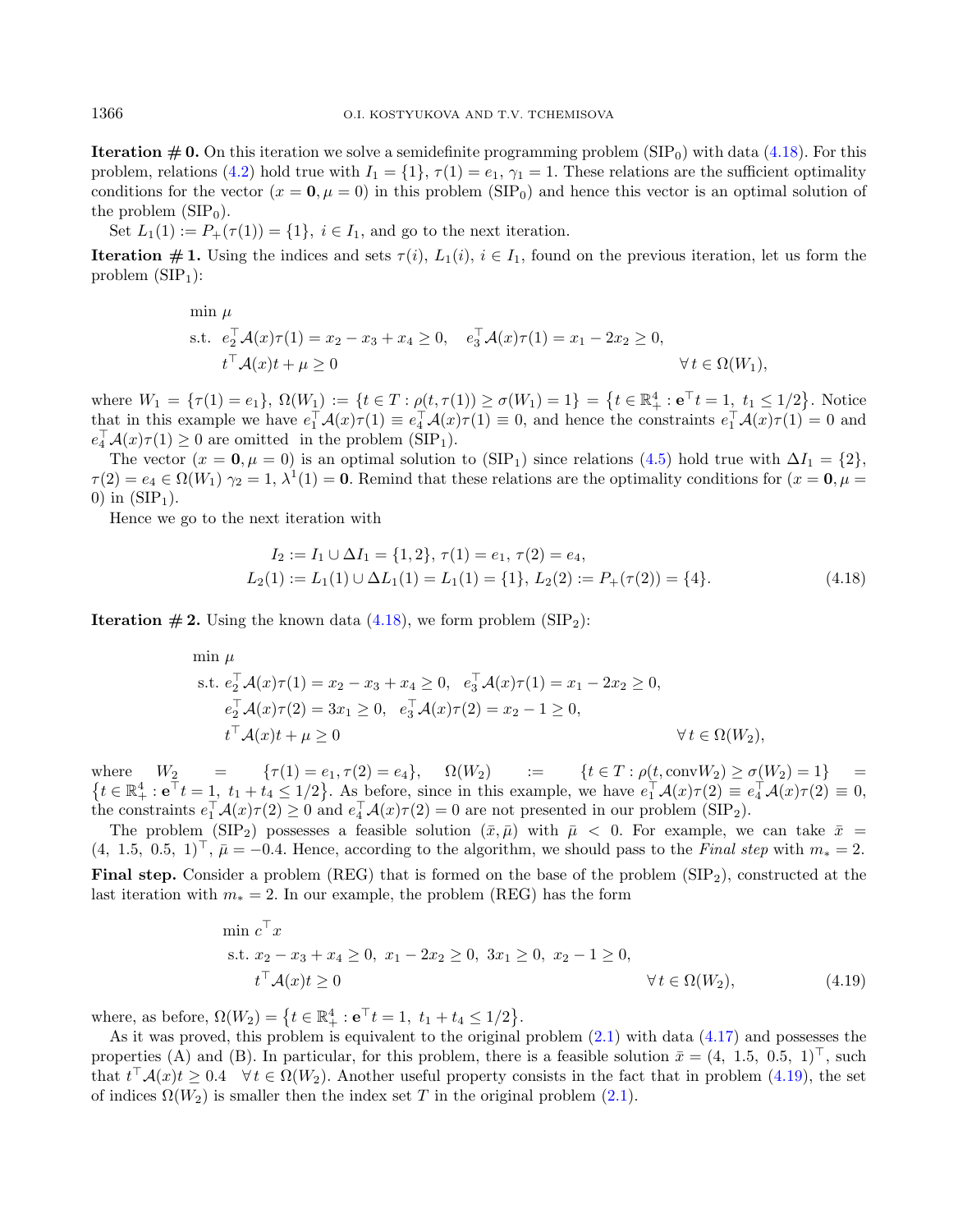**Iteration # 0.** On this iteration we solve a semidefinite programming problem ($\text{SIP}_0$) with data (4.18). For this problem, relations (4.2) hold true with $I_1 = \{1\}$, $\tau(1) = e_1$, $\gamma_1 = 1$. These relations are the sufficient optimality conditions for the vector $(x = \mathbf{0}, \mu = 0)$ in this problem ($\text{SIP}_0$) and hence this vector is an optimal solution of the problem ($\text{SIP}_0$).

Set $L_1(1) := P_+(\tau(1)) = \{1\}$, $i \in I_1$, and go to the next iteration.

**Iteration # 1.** Using the indices and sets $\tau(i)$, $L_1(i)$, $i \in I_1$, found on the previous iteration, let us form the problem ($\text{SIP}_1$):

$$
\begin{aligned}
&\min \mu \\
&\text{s.t. } e_2^\top \mathcal{A}(x)\tau(1) = x_2 - x_3 + x_4 \geq 0, \quad e_3^\top \mathcal{A}(x)\tau(1) = x_1 - 2x_2 \geq 0, \\
&\qquad t^\top \mathcal{A}(x)t + \mu \geq 0 \qquad\qquad\qquad\qquad\qquad\qquad\qquad \forall\, t \in \Omega(W_1),
\end{aligned}
$$

where $W_1 = \{\tau(1) = e_1\}$, $\Omega(W_1) := \{t \in T : \rho(t, \tau(1)) \geq \sigma(W_1) = 1\} = \{t \in \mathbb{R}^4_+ : \mathbf{e}^\top t = 1,\ t_1 \leq 1/2\}$. Notice that in this example we have $e_1^\top \mathcal{A}(x)\tau(1) \equiv e_4^\top \mathcal{A}(x)\tau(1) \equiv 0$, and hence the constraints $e_1^\top \mathcal{A}(x)\tau(1) = 0$ and $e_4^\top \mathcal{A}(x)\tau(1) \geq 0$ are omitted in the problem ($\text{SIP}_1$).

The vector $(x = \mathbf{0}, \mu = 0)$ is an optimal solution to ($\text{SIP}_1$) since relations (4.5) hold true with $\Delta I_1 = \{2\}$, $\tau(2) = e_4 \in \Omega(W_1)$ $\gamma_2 = 1$, $\lambda^1(1) = \mathbf{0}$. Remind that these relations are the optimality conditions for $(x = \mathbf{0}, \mu = 0)$ in ($\text{SIP}_1$).

Hence we go to the next iteration with

$$
\begin{aligned}
&I_2 := I_1 \cup \Delta I_1 = \{1, 2\},\ \tau(1) = e_1,\ \tau(2) = e_4, \\
&L_2(1) := L_1(1) \cup \Delta L_1(1) = L_1(1) = \{1\},\ L_2(2) := P_+(\tau(2)) = \{4\}.
\end{aligned} \tag{4.18}
$$

**Iteration # 2.** Using the known data (4.18), we form problem ($\text{SIP}_2$):

$$
\begin{aligned}
&\min \mu \\
&\text{s.t. } e_2^\top \mathcal{A}(x)\tau(1) = x_2 - x_3 + x_4 \geq 0, \quad e_3^\top \mathcal{A}(x)\tau(1) = x_1 - 2x_2 \geq 0, \\
&\qquad e_2^\top \mathcal{A}(x)\tau(2) = 3x_1 \geq 0, \quad e_3^\top \mathcal{A}(x)\tau(2) = x_2 - 1 \geq 0, \\
&\qquad t^\top \mathcal{A}(x)t + \mu \geq 0 \qquad\qquad\qquad\qquad\qquad\qquad\qquad \forall\, t \in \Omega(W_2),
\end{aligned}
$$

where $W_2 = \{\tau(1) = e_1, \tau(2) = e_4\}$, $\Omega(W_2) := \{t \in T : \rho(t, \text{conv}W_2) \geq \sigma(W_2) = 1\} = \{t \in \mathbb{R}^4_+ : \mathbf{e}^\top t = 1,\ t_1 + t_4 \leq 1/2\}$. As before, since in this example, we have $e_1^\top \mathcal{A}(x)\tau(2) \equiv e_4^\top \mathcal{A}(x)\tau(2) \equiv 0$, the constraints $e_1^\top \mathcal{A}(x)\tau(2) \geq 0$ and $e_4^\top \mathcal{A}(x)\tau(2) = 0$ are not presented in our problem ($\text{SIP}_2$).

The problem ($\text{SIP}_2$) possesses a feasible solution $(\bar{x}, \bar{\mu})$ with $\bar{\mu} < 0$. For example, we can take $\bar{x} = (4,\ 1.5,\ 0.5,\ 1)^\top$, $\bar{\mu} = -0.4$. Hence, according to the algorithm, we should pass to the *Final step* with $m_* = 2$.

**Final step.** Consider a problem (REG) that is formed on the base of the problem ($\text{SIP}_2$), constructed at the last iteration with $m_* = 2$. In our example, the problem (REG) has the form

$$
\begin{aligned}
&\min c^\top x \\
&\text{s.t. } x_2 - x_3 + x_4 \geq 0,\ x_1 - 2x_2 \geq 0,\ 3x_1 \geq 0,\ x_2 - 1 \geq 0, \\
&\qquad t^\top \mathcal{A}(x)t \geq 0 \qquad\qquad\qquad\qquad\qquad\qquad\qquad \forall\, t \in \Omega(W_2),
\end{aligned} \tag{4.19}
$$

where, as before, $\Omega(W_2) = \{t \in \mathbb{R}^4_+ : \mathbf{e}^\top t = 1,\ t_1 + t_4 \leq 1/2\}$.

As it was proved, this problem is equivalent to the original problem (2.1) with data (4.17) and possesses the properties (A) and (B). In particular, for this problem, there is a feasible solution $\bar{x} = (4,\ 1.5,\ 0.5,\ 1)^\top$, such that $t^\top \mathcal{A}(x)t \geq 0.4 \quad \forall\, t \in \Omega(W_2)$. Another useful property consists in the fact that in problem (4.19), the set of indices $\Omega(W_2)$ is smaller then the index set $T$ in the original problem (2.1).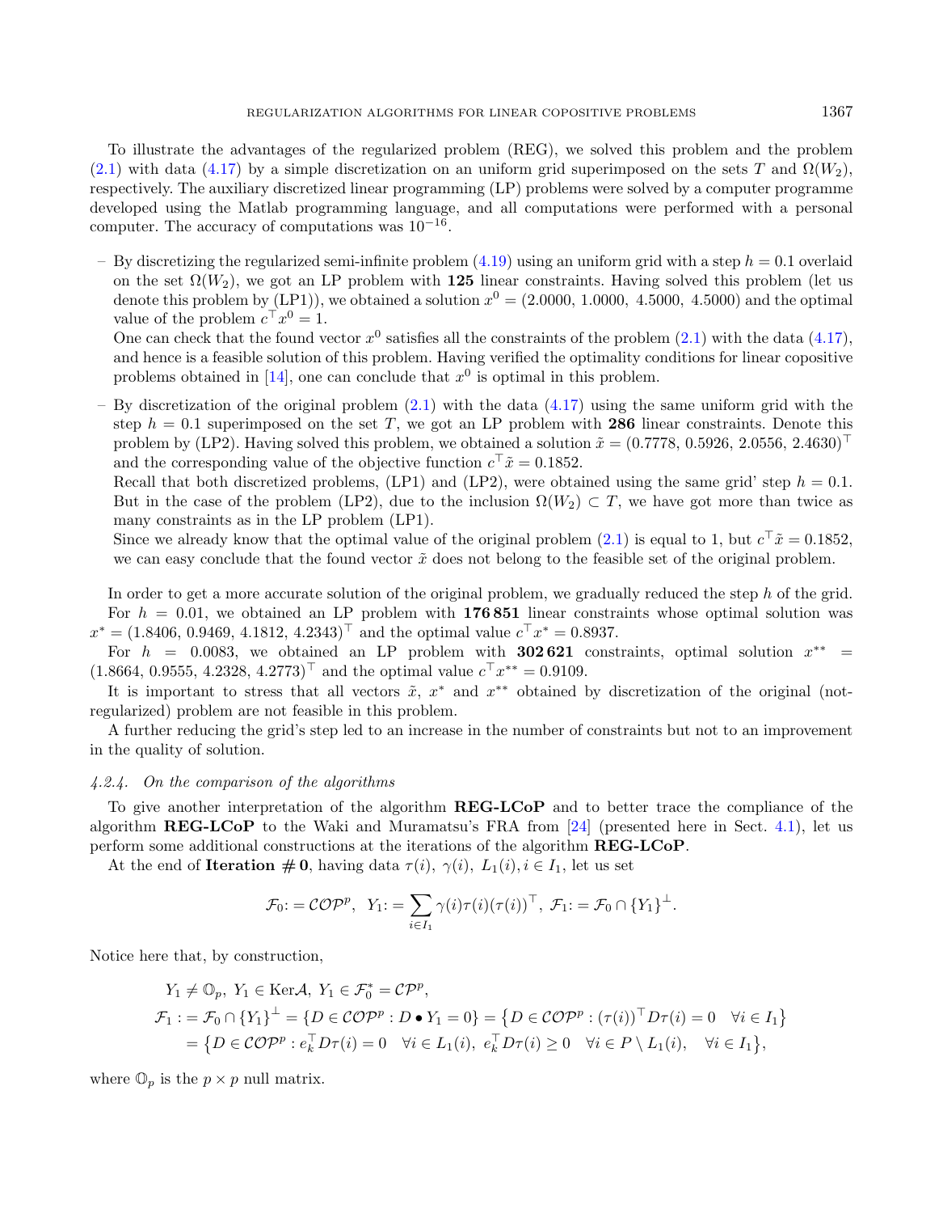To illustrate the advantages of the regularized problem (REG), we solved this problem and the problem (2.1) with data (4.17) by a simple discretization on an uniform grid superimposed on the sets $T$ and $\Omega(W_2)$, respectively. The auxiliary discretized linear programming (LP) problems were solved by a computer programme developed using the Matlab programming language, and all computations were performed with a personal computer. The accuracy of computations was $10^{-16}$.

- By discretizing the regularized semi-infinite problem (4.19) using an uniform grid with a step $h = 0.1$ overlaid on the set $\Omega(W_2)$, we got an LP problem with **125** linear constraints. Having solved this problem (let us denote this problem by (LP1)), we obtained a solution $x^0 = (2.0000,\ 1.0000,\ 4.5000,\ 4.5000)$ and the optimal value of the problem $c^\top x^0 = 1$.
  One can check that the found vector $x^0$ satisfies all the constraints of the problem (2.1) with the data (4.17), and hence is a feasible solution of this problem. Having verified the optimality conditions for linear copositive problems obtained in [14], one can conclude that $x^0$ is optimal in this problem.
- By discretization of the original problem (2.1) with the data (4.17) using the same uniform grid with the step $h = 0.1$ superimposed on the set $T$, we got an LP problem with **286** linear constraints. Denote this problem by (LP2). Having solved this problem, we obtained a solution $\tilde{x} = (0.7778,\ 0.5926,\ 2.0556,\ 2.4630)^\top$ and the corresponding value of the objective function $c^\top \tilde{x} = 0.1852$.
  Recall that both discretized problems, (LP1) and (LP2), were obtained using the same grid' step $h = 0.1$. But in the case of the problem (LP2), due to the inclusion $\Omega(W_2) \subset T$, we have got more than twice as many constraints as in the LP problem (LP1).
  Since we already know that the optimal value of the original problem (2.1) is equal to 1, but $c^\top \tilde{x} = 0.1852$, we can easy conclude that the found vector $\tilde{x}$ does not belong to the feasible set of the original problem.

In order to get a more accurate solution of the original problem, we gradually reduced the step $h$ of the grid.

For $h = 0.01$, we obtained an LP problem with **176 851** linear constraints whose optimal solution was $x^* = (1.8406,\ 0.9469,\ 4.1812,\ 4.2343)^\top$ and the optimal value $c^\top x^* = 0.8937$.

For $h = 0.0083$, we obtained an LP problem with **302 621** constraints, optimal solution $x^{**} = (1.8664,\ 0.9555,\ 4.2328,\ 4.2773)^\top$ and the optimal value $c^\top x^{**} = 0.9109$.

It is important to stress that all vectors $\tilde{x}$, $x^*$ and $x^{**}$ obtained by discretization of the original (not-regularized) problem are not feasible in this problem.

A further reducing the grid's step led to an increase in the number of constraints but not to an improvement in the quality of solution.

#### *4.2.4. On the comparison of the algorithms*

To give another interpretation of the algorithm **REG-LCoP** and to better trace the compliance of the algorithm **REG-LCoP** to the Waki and Muramatsu's FRA from [24] (presented here in Sect. 4.1), let us perform some additional constructions at the iterations of the algorithm **REG-LCoP**.

At the end of **Iteration # 0**, having data $\tau(i),\ \gamma(i),\ L_1(i), i \in I_1$, let us set

$$\mathcal{F}_0 := \mathcal{COP}^p,\ \ Y_1 := \sum_{i \in I_1} \gamma(i)\tau(i)(\tau(i))^\top,\ \mathcal{F}_1 := \mathcal{F}_0 \cap \{Y_1\}^\perp.$$

Notice here that, by construction,

$$\begin{aligned}
&Y_1 \neq \mathbb{O}_p,\ Y_1 \in \mathrm{Ker}\mathcal{A},\ Y_1 \in \mathcal{F}_0^* = \mathcal{CP}^p, \\
\mathcal{F}_1 :&= \mathcal{F}_0 \cap \{Y_1\}^\perp = \{D \in \mathcal{COP}^p : D \bullet Y_1 = 0\} = \{D \in \mathcal{COP}^p : (\tau(i))^\top D\tau(i) = 0 \quad \forall i \in I_1\} \\
&= \{D \in \mathcal{COP}^p : e_k^\top D\tau(i) = 0 \quad \forall i \in L_1(i),\ e_k^\top D\tau(i) \geq 0 \quad \forall i \in P \setminus L_1(i), \quad \forall i \in I_1\},
\end{aligned}$$

where $\mathbb{O}_p$ is the $p \times p$ null matrix.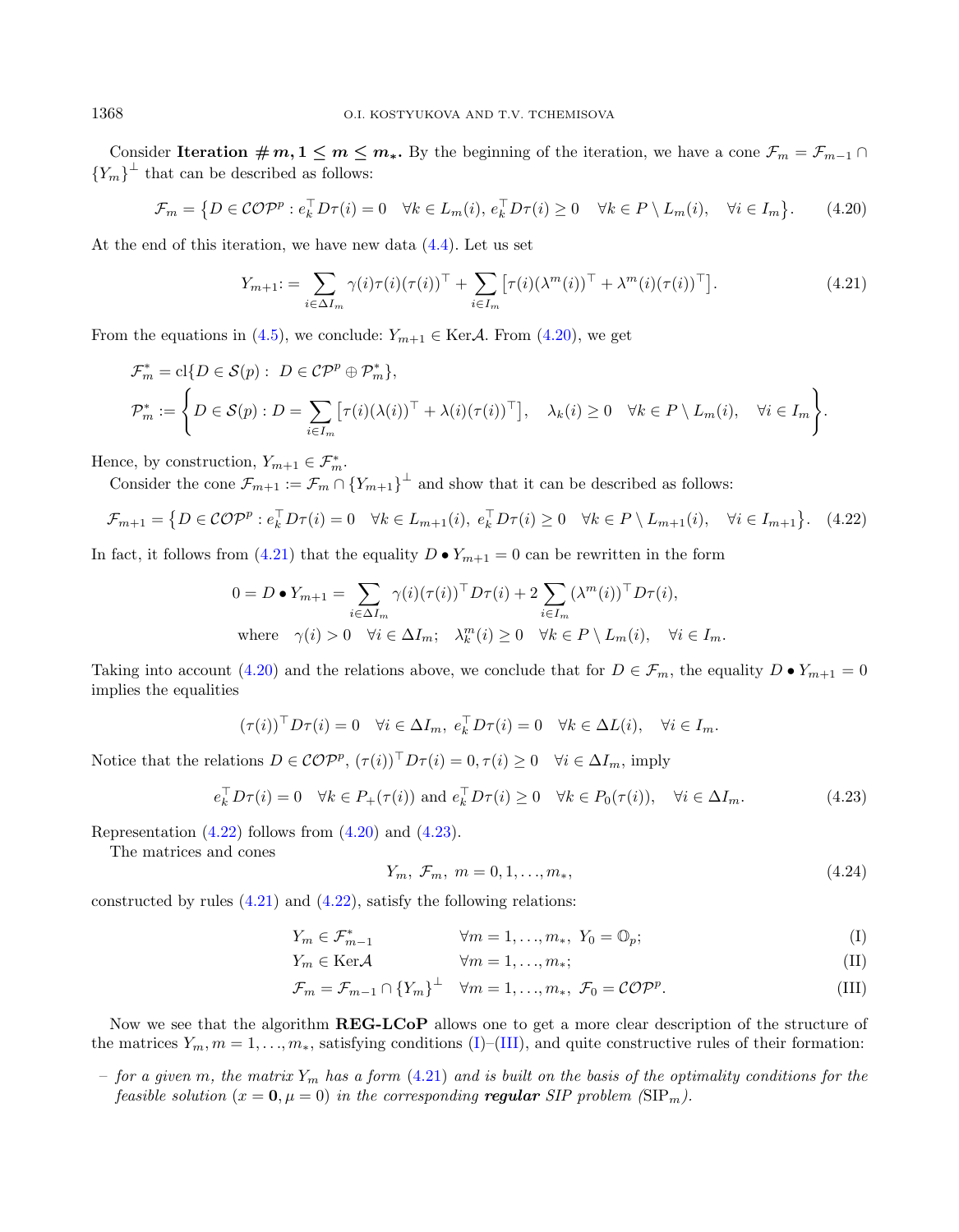Consider **Iteration $\# m, 1 \le m \le m_*$.** By the beginning of the iteration, we have a cone $\mathcal{F}_m = \mathcal{F}_{m-1} \cap \{Y_m\}^\perp$ that can be described as follows:

$$\mathcal{F}_m = \{D \in \mathcal{COP}^p : e_k^\top D\tau(i) = 0 \quad \forall k \in L_m(i),\ e_k^\top D\tau(i) \ge 0 \quad \forall k \in P \setminus L_m(i), \quad \forall i \in I_m\}. \tag{4.20}$$

At the end of this iteration, we have new data (4.4). Let us set

$$Y_{m+1} := \sum_{i \in \Delta I_m} \gamma(i)\tau(i)(\tau(i))^\top + \sum_{i \in I_m} \left[\tau(i)(\lambda^m(i))^\top + \lambda^m(i)(\tau(i))^\top\right]. \tag{4.21}$$

From the equations in (4.5), we conclude: $Y_{m+1} \in \mathrm{Ker}\mathcal{A}$. From (4.20), we get

$$\mathcal{F}_m^* = \mathrm{cl}\{D \in \mathcal{S}(p) :\ D \in \mathcal{CP}^p \oplus \mathcal{P}_m^*\},$$

$$\mathcal{P}_m^* := \left\{D \in \mathcal{S}(p) : D = \sum_{i \in I_m} \left[\tau(i)(\lambda(i))^\top + \lambda(i)(\tau(i))^\top\right], \quad \lambda_k(i) \ge 0 \quad \forall k \in P \setminus L_m(i), \quad \forall i \in I_m\right\}.$$

Hence, by construction, $Y_{m+1} \in \mathcal{F}_m^*$.

Consider the cone $\mathcal{F}_{m+1} := \mathcal{F}_m \cap \{Y_{m+1}\}^\perp$ and show that it can be described as follows:

$$\mathcal{F}_{m+1} = \{D \in \mathcal{COP}^p : e_k^\top D\tau(i) = 0 \quad \forall k \in L_{m+1}(i),\ e_k^\top D\tau(i) \ge 0 \quad \forall k \in P \setminus L_{m+1}(i), \quad \forall i \in I_{m+1}\}. \tag{4.22}$$

In fact, it follows from (4.21) that the equality $D \bullet Y_{m+1} = 0$ can be rewritten in the form

$$0 = D \bullet Y_{m+1} = \sum_{i \in \Delta I_m} \gamma(i)(\tau(i))^\top D\tau(i) + 2\sum_{i \in I_m} (\lambda^m(i))^\top D\tau(i),$$
$$\text{where} \quad \gamma(i) > 0 \quad \forall i \in \Delta I_m; \quad \lambda_k^m(i) \ge 0 \quad \forall k \in P \setminus L_m(i), \quad \forall i \in I_m.$$

Taking into account (4.20) and the relations above, we conclude that for $D \in \mathcal{F}_m$, the equality $D \bullet Y_{m+1} = 0$ implies the equalities

$$(\tau(i))^\top D\tau(i) = 0 \quad \forall i \in \Delta I_m,\ e_k^\top D\tau(i) = 0 \quad \forall k \in \Delta L(i), \quad \forall i \in I_m.$$

Notice that the relations $D \in \mathcal{COP}^p$, $(\tau(i))^\top D\tau(i) = 0, \tau(i) \ge 0 \quad \forall i \in \Delta I_m$, imply

$$e_k^\top D\tau(i) = 0 \quad \forall k \in P_+(\tau(i)) \text{ and } e_k^\top D\tau(i) \ge 0 \quad \forall k \in P_0(\tau(i)), \quad \forall i \in \Delta I_m. \tag{4.23}$$

Representation (4.22) follows from (4.20) and (4.23).

The matrices and cones

$$Y_m,\ \mathcal{F}_m,\ m = 0, 1, \ldots, m_*, \tag{4.24}$$

constructed by rules (4.21) and (4.22), satisfy the following relations:

$$Y_m \in \mathcal{F}_{m-1}^* \qquad \forall m = 1, \ldots, m_*,\ Y_0 = \mathbb{O}_p; \tag{I}$$
$$Y_m \in \mathrm{Ker}\mathcal{A} \qquad \forall m = 1, \ldots, m_*; \tag{II}$$
$$\mathcal{F}_m = \mathcal{F}_{m-1} \cap \{Y_m\}^\perp \quad \forall m = 1, \ldots, m_*,\ \mathcal{F}_0 = \mathcal{COP}^p. \tag{III}$$

Now we see that the algorithm **REG-LCoP** allows one to get a more clear description of the structure of the matrices $Y_m, m = 1, \ldots, m_*$, satisfying conditions (I)–(III), and quite constructive rules of their formation:

– *for a given $m$, the matrix $Y_m$ has a form (4.21) and is built on the basis of the optimality conditions for the feasible solution ($x = \mathbf{0}, \mu = 0$) in the corresponding **regular** SIP problem (SIP$_m$).*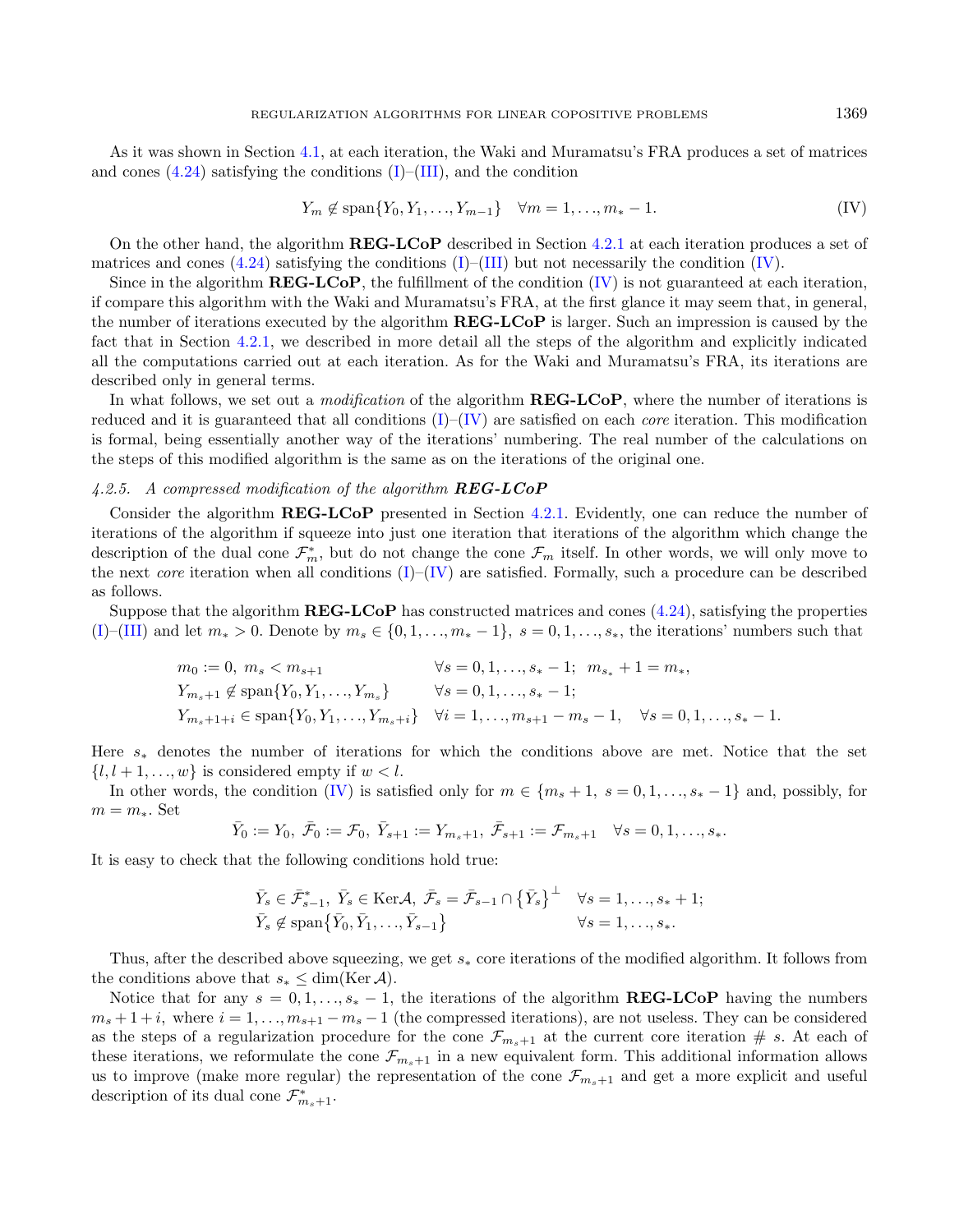As it was shown in Section 4.1, at each iteration, the Waki and Muramatsu's FRA produces a set of matrices and cones (4.24) satisfying the conditions (I)–(III), and the condition

$$Y_m \notin \operatorname{span}\{Y_0, Y_1, \ldots, Y_{m-1}\} \quad \forall m = 1, \ldots, m_* - 1. \tag{IV}$$

On the other hand, the algorithm **REG-LCoP** described in Section 4.2.1 at each iteration produces a set of matrices and cones (4.24) satisfying the conditions (I)–(III) but not necessarily the condition (IV).

Since in the algorithm **REG-LCoP**, the fulfillment of the condition (IV) is not guaranteed at each iteration, if compare this algorithm with the Waki and Muramatsu's FRA, at the first glance it may seem that, in general, the number of iterations executed by the algorithm **REG-LCoP** is larger. Such an impression is caused by the fact that in Section 4.2.1, we described in more detail all the steps of the algorithm and explicitly indicated all the computations carried out at each iteration. As for the Waki and Muramatsu's FRA, its iterations are described only in general terms.

In what follows, we set out a *modification* of the algorithm **REG-LCoP**, where the number of iterations is reduced and it is guaranteed that all conditions (I)–(IV) are satisfied on each *core* iteration. This modification is formal, being essentially another way of the iterations' numbering. The real number of the calculations on the steps of this modified algorithm is the same as on the iterations of the original one.

### *4.2.5. A compressed modification of the algorithm* ***REG-LCoP***

Consider the algorithm **REG-LCoP** presented in Section 4.2.1. Evidently, one can reduce the number of iterations of the algorithm if squeeze into just one iteration that iterations of the algorithm which change the description of the dual cone $\mathcal{F}^*_m$, but do not change the cone $\mathcal{F}_m$ itself. In other words, we will only move to the next *core* iteration when all conditions (I)–(IV) are satisfied. Formally, such a procedure can be described as follows.

Suppose that the algorithm **REG-LCoP** has constructed matrices and cones (4.24), satisfying the properties (I)–(III) and let $m_* > 0$. Denote by $m_s \in \{0, 1, \ldots, m_* - 1\}$, $s = 0, 1, \ldots, s_*$, the iterations' numbers such that

$$\begin{aligned}
&m_0 := 0,\ m_s < m_{s+1} && \forall s = 0, 1, \ldots, s_* - 1;\ \ m_{s_*} + 1 = m_*,\\
&Y_{m_s+1} \notin \operatorname{span}\{Y_0, Y_1, \ldots, Y_{m_s}\} && \forall s = 0, 1, \ldots, s_* - 1;\\
&Y_{m_s+1+i} \in \operatorname{span}\{Y_0, Y_1, \ldots, Y_{m_s+i}\} && \forall i = 1, \ldots, m_{s+1} - m_s - 1, \quad \forall s = 0, 1, \ldots, s_* - 1.
\end{aligned}$$

Here $s_*$ denotes the number of iterations for which the conditions above are met. Notice that the set $\{l, l+1, \ldots, w\}$ is considered empty if $w < l$.

In other words, the condition (IV) is satisfied only for $m \in \{m_s + 1,\ s = 0, 1, \ldots, s_* - 1\}$ and, possibly, for $m = m_*$. Set

$$\bar{Y}_0 := Y_0,\ \bar{\mathcal{F}}_0 := \mathcal{F}_0,\ \bar{Y}_{s+1} := Y_{m_s+1},\ \bar{\mathcal{F}}_{s+1} := \mathcal{F}_{m_s+1} \quad \forall s = 0, 1, \ldots, s_*.$$

It is easy to check that the following conditions hold true:

$$\begin{aligned}
&\bar{Y}_s \in \bar{\mathcal{F}}^*_{s-1},\ \bar{Y}_s \in \operatorname{Ker}\mathcal{A},\ \bar{\mathcal{F}}_s = \bar{\mathcal{F}}_{s-1} \cap \{\bar{Y}_s\}^{\perp} && \forall s = 1, \ldots, s_* + 1;\\
&\bar{Y}_s \notin \operatorname{span}\{\bar{Y}_0, \bar{Y}_1, \ldots, \bar{Y}_{s-1}\} && \forall s = 1, \ldots, s_*.
\end{aligned}$$

Thus, after the described above squeezing, we get $s_*$ core iterations of the modified algorithm. It follows from the conditions above that $s_* \leq \dim(\operatorname{Ker}\mathcal{A})$.

Notice that for any $s = 0, 1, \ldots, s_* - 1$, the iterations of the algorithm **REG-LCoP** having the numbers $m_s + 1 + i$, where $i = 1, \ldots, m_{s+1} - m_s - 1$ (the compressed iterations), are not useless. They can be considered as the steps of a regularization procedure for the cone $\mathcal{F}_{m_s+1}$ at the current core iteration # $s$. At each of these iterations, we reformulate the cone $\mathcal{F}_{m_s+1}$ in a new equivalent form. This additional information allows us to improve (make more regular) the representation of the cone $\mathcal{F}_{m_s+1}$ and get a more explicit and useful description of its dual cone $\mathcal{F}^*_{m_s+1}$.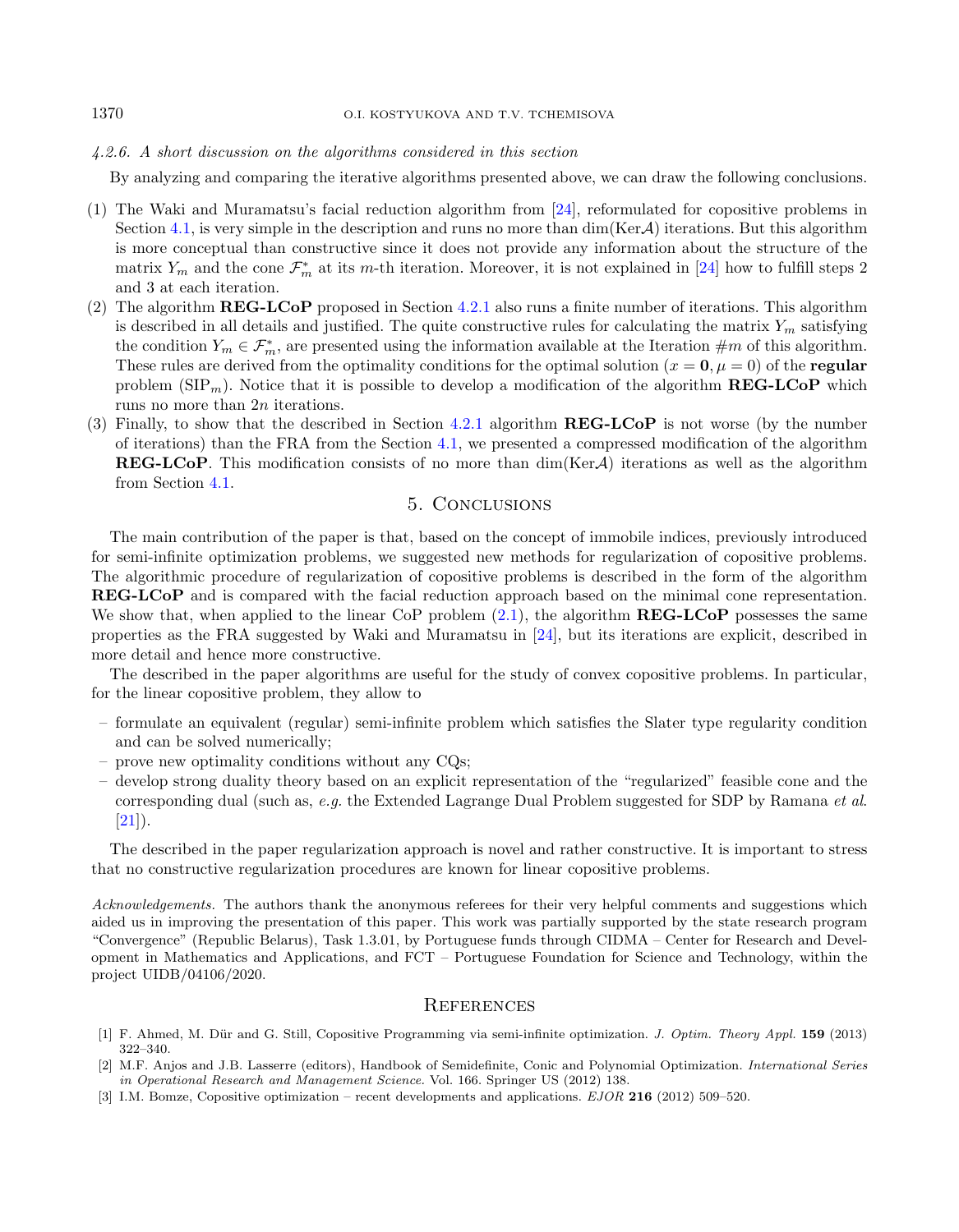#### 4.2.6. A short discussion on the algorithms considered in this section

By analyzing and comparing the iterative algorithms presented above, we can draw the following conclusions.

(1) The Waki and Muramatsu's facial reduction algorithm from [24], reformulated for copositive problems in Section 4.1, is very simple in the description and runs no more than $\dim(\text{Ker}\mathcal{A})$ iterations. But this algorithm is more conceptual than constructive since it does not provide any information about the structure of the matrix $Y_m$ and the cone $\mathcal{F}^*_m$ at its $m$-th iteration. Moreover, it is not explained in [24] how to fulfill steps 2 and 3 at each iteration.

(2) The algorithm **REG-LCoP** proposed in Section 4.2.1 also runs a finite number of iterations. This algorithm is described in all details and justified. The quite constructive rules for calculating the matrix $Y_m$ satisfying the condition $Y_m \in \mathcal{F}^*_m$, are presented using the information available at the Iteration $\#m$ of this algorithm. These rules are derived from the optimality conditions for the optimal solution $(x = \mathbf{0}, \mu = 0)$ of the **regular** problem (SIP$_m$). Notice that it is possible to develop a modification of the algorithm **REG-LCoP** which runs no more than $2n$ iterations.

(3) Finally, to show that the described in Section 4.2.1 algorithm **REG-LCoP** is not worse (by the number of iterations) than the FRA from the Section 4.1, we presented a compressed modification of the algorithm **REG-LCoP**. This modification consists of no more than $\dim(\text{Ker}\mathcal{A})$ iterations as well as the algorithm from Section 4.1.

## 5. Conclusions

The main contribution of the paper is that, based on the concept of immobile indices, previously introduced for semi-infinite optimization problems, we suggested new methods for regularization of copositive problems. The algorithmic procedure of regularization of copositive problems is described in the form of the algorithm **REG-LCoP** and is compared with the facial reduction approach based on the minimal cone representation. We show that, when applied to the linear CoP problem (2.1), the algorithm **REG-LCoP** possesses the same properties as the FRA suggested by Waki and Muramatsu in [24], but its iterations are explicit, described in more detail and hence more constructive.

The described in the paper algorithms are useful for the study of convex copositive problems. In particular, for the linear copositive problem, they allow to

– formulate an equivalent (regular) semi-infinite problem which satisfies the Slater type regularity condition and can be solved numerically;
– prove new optimality conditions without any CQs;
– develop strong duality theory based on an explicit representation of the "regularized" feasible cone and the corresponding dual (such as, *e.g.* the Extended Lagrange Dual Problem suggested for SDP by Ramana *et al.* [21]).

The described in the paper regularization approach is novel and rather constructive. It is important to stress that no constructive regularization procedures are known for linear copositive problems.

*Acknowledgements.* The authors thank the anonymous referees for their very helpful comments and suggestions which aided us in improving the presentation of this paper. This work was partially supported by the state research program "Convergence" (Republic Belarus), Task 1.3.01, by Portuguese funds through CIDMA – Center for Research and Development in Mathematics and Applications, and FCT – Portuguese Foundation for Science and Technology, within the project UIDB/04106/2020.

## References

[1] F. Ahmed, M. Dür and G. Still, Copositive Programming via semi-infinite optimization. *J. Optim. Theory Appl.* **159** (2013) 322–340.

[2] M.F. Anjos and J.B. Lasserre (editors), Handbook of Semidefinite, Conic and Polynomial Optimization. *International Series in Operational Research and Management Science.* Vol. 166. Springer US (2012) 138.

[3] I.M. Bomze, Copositive optimization – recent developments and applications. *EJOR* **216** (2012) 509–520.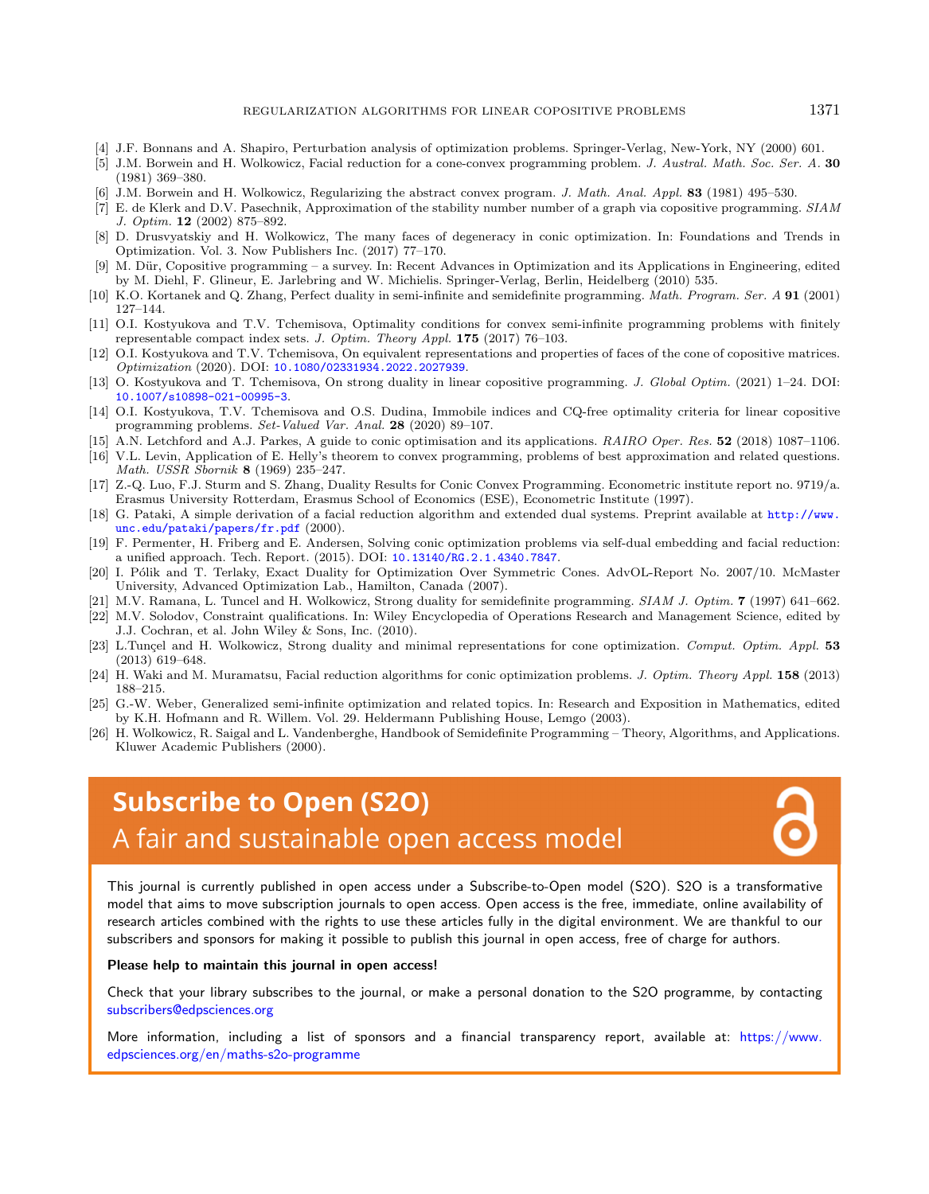[4] J.F. Bonnans and A. Shapiro, Perturbation analysis of optimization problems. Springer-Verlag, New-York, NY (2000) 601.

[5] J.M. Borwein and H. Wolkowicz, Facial reduction for a cone-convex programming problem. *J. Austral. Math. Soc. Ser. A.* **30** (1981) 369–380.

[6] J.M. Borwein and H. Wolkowicz, Regularizing the abstract convex program. *J. Math. Anal. Appl.* **83** (1981) 495–530.

[7] E. de Klerk and D.V. Pasechnik, Approximation of the stability number number of a graph via copositive programming. *SIAM J. Optim.* **12** (2002) 875–892.

[8] D. Drusvyatskiy and H. Wolkowicz, The many faces of degeneracy in conic optimization. In: Foundations and Trends in Optimization. Vol. 3. Now Publishers Inc. (2017) 77–170.

[9] M. Dür, Copositive programming – a survey. In: Recent Advances in Optimization and its Applications in Engineering, edited by M. Diehl, F. Glineur, E. Jarlebring and W. Michielis. Springer-Verlag, Berlin, Heidelberg (2010) 535.

[10] K.O. Kortanek and Q. Zhang, Perfect duality in semi-infinite and semidefinite programming. *Math. Program. Ser. A* **91** (2001) 127–144.

[11] O.I. Kostyukova and T.V. Tchemisova, Optimality conditions for convex semi-infinite programming problems with finitely representable compact index sets. *J. Optim. Theory Appl.* **175** (2017) 76–103.

[12] O.I. Kostyukova and T.V. Tchemisova, On equivalent representations and properties of faces of the cone of copositive matrices. *Optimization* (2020). DOI: 10.1080/02331934.2022.2027939.

[13] O. Kostyukova and T. Tchemisova, On strong duality in linear copositive programming. *J. Global Optim.* (2021) 1–24. DOI: 10.1007/s10898-021-00995-3.

[14] O.I. Kostyukova, T.V. Tchemisova and O.S. Dudina, Immobile indices and CQ-free optimality criteria for linear copositive programming problems. *Set-Valued Var. Anal.* **28** (2020) 89–107.

[15] A.N. Letchford and A.J. Parkes, A guide to conic optimisation and its applications. *RAIRO Oper. Res.* **52** (2018) 1087–1106.

[16] V.L. Levin, Application of E. Helly's theorem to convex programming, problems of best approximation and related questions. *Math. USSR Sbornik* **8** (1969) 235–247.

[17] Z.-Q. Luo, F.J. Sturm and S. Zhang, Duality Results for Conic Convex Programming. Econometric institute report no. 9719/a. Erasmus University Rotterdam, Erasmus School of Economics (ESE), Econometric Institute (1997).

[18] G. Pataki, A simple derivation of a facial reduction algorithm and extended dual systems. Preprint available at http://www.unc.edu/pataki/papers/fr.pdf (2000).

[19] F. Permenter, H. Friberg and E. Andersen, Solving conic optimization problems via self-dual embedding and facial reduction: a unified approach. Tech. Report. (2015). DOI: 10.13140/RG.2.1.4340.7847.

[20] I. Pólik and T. Terlaky, Exact Duality for Optimization Over Symmetric Cones. AdvOL-Report No. 2007/10. McMaster University, Advanced Optimization Lab., Hamilton, Canada (2007).

[21] M.V. Ramana, L. Tuncel and H. Wolkowicz, Strong duality for semidefinite programming. *SIAM J. Optim.* **7** (1997) 641–662.

[22] M.V. Solodov, Constraint qualifications. In: Wiley Encyclopedia of Operations Research and Management Science, edited by J.J. Cochran, et al. John Wiley & Sons, Inc. (2010).

[23] L.Tunçel and H. Wolkowicz, Strong duality and minimal representations for cone optimization. *Comput. Optim. Appl.* **53** (2013) 619–648.

[24] H. Waki and M. Muramatsu, Facial reduction algorithms for conic optimization problems. *J. Optim. Theory Appl.* **158** (2013) 188–215.

[25] G.-W. Weber, Generalized semi-infinite optimization and related topics. In: Research and Exposition in Mathematics, edited by K.H. Hofmann and R. Willem. Vol. 29. Heldermann Publishing House, Lemgo (2003).

[26] H. Wolkowicz, R. Saigal and L. Vandenberghe, Handbook of Semidefinite Programming – Theory, Algorithms, and Applications. Kluwer Academic Publishers (2000).

## Subscribe to Open (S2O)

### A fair and sustainable open access model

This journal is currently published in open access under a Subscribe-to-Open model (S2O). S2O is a transformative model that aims to move subscription journals to open access. Open access is the free, immediate, online availability of research articles combined with the rights to use these articles fully in the digital environment. We are thankful to our subscribers and sponsors for making it possible to publish this journal in open access, free of charge for authors.

**Please help to maintain this journal in open access!**

Check that your library subscribes to the journal, or make a personal donation to the S2O programme, by contacting subscribers@edpsciences.org

More information, including a list of sponsors and a financial transparency report, available at: https://www.edpsciences.org/en/maths-s2o-programme